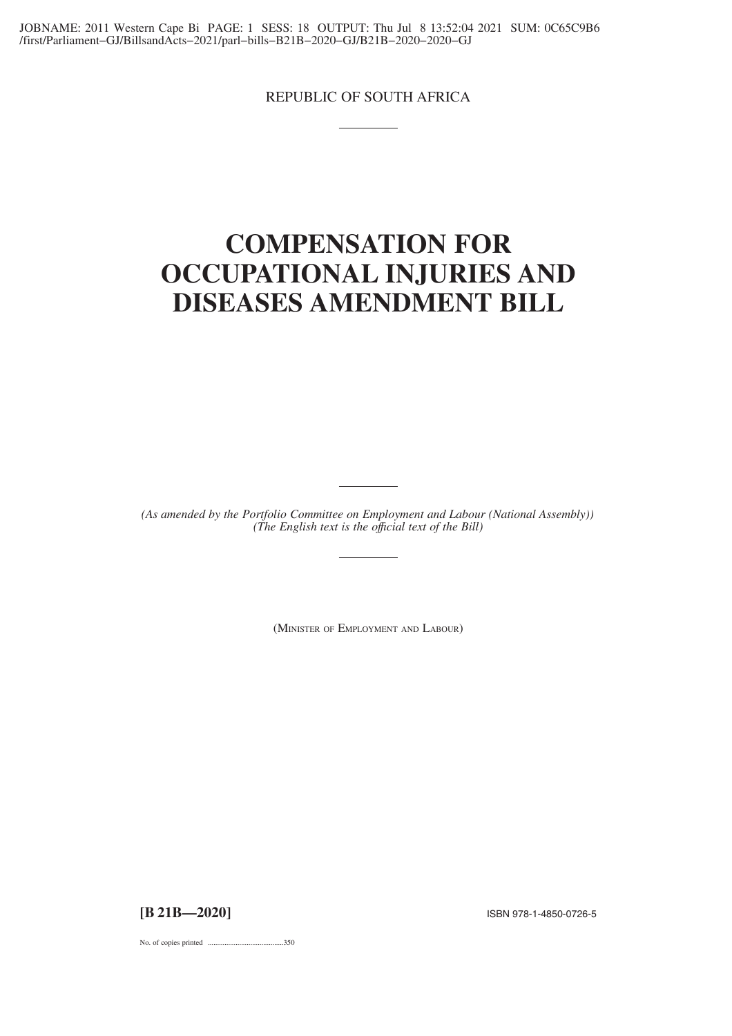REPUBLIC OF SOUTH AFRICA

# COMPENSATION FOR OCCUPATIONAL INJURIES AND DISEASES AMENDMENT BILL

*(As amended by the Portfolio Committee on Employment and Labour (National Assembly))*
*(The English text is the official text of the Bill)*

(MINISTER OF EMPLOYMENT AND LABOUR)

**[B 21B—2020]**

ISBN 978-1-4850-0726-5

No. of copies printed .........................................350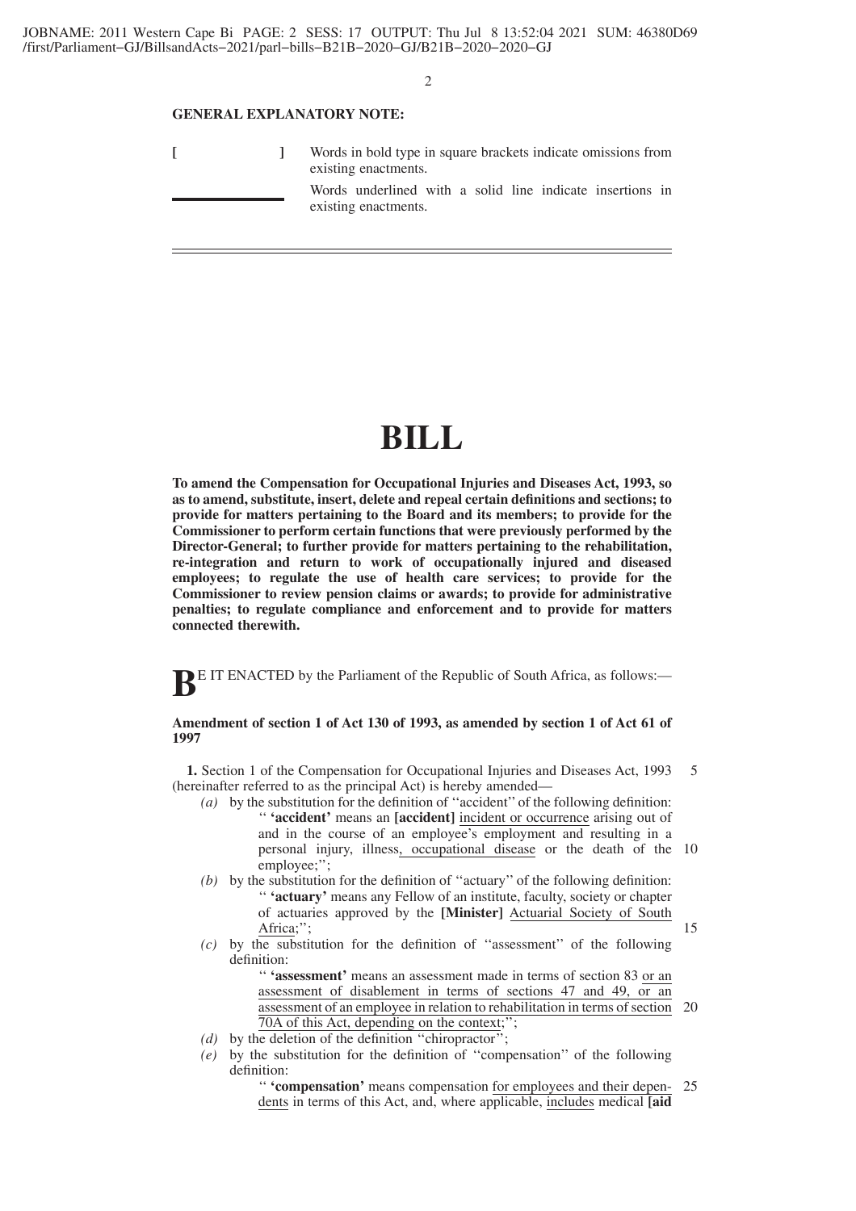**GENERAL EXPLANATORY NOTE:**

| | |
|---|---|
| **[ ]** | Words in bold type in square brackets indicate omissions from existing enactments. |
| ________ | Words underlined with a solid line indicate insertions in existing enactments. |

---

# BILL

**To amend the Compensation for Occupational Injuries and Diseases Act, 1993, so as to amend, substitute, insert, delete and repeal certain definitions and sections; to provide for matters pertaining to the Board and its members; to provide for the Commissioner to perform certain functions that were previously performed by the Director-General; to further provide for matters pertaining to the rehabilitation, re-integration and return to work of occupationally injured and diseased employees; to regulate the use of health care services; to provide for the Commissioner to review pension claims or awards; to provide for administrative penalties; to regulate compliance and enforcement and to provide for matters connected therewith.**

**B**E IT ENACTED by the Parliament of the Republic of South Africa, as follows:—

**Amendment of section 1 of Act 130 of 1993, as amended by section 1 of Act 61 of 1997**

**1.** Section 1 of the Compensation for Occupational Injuries and Diseases Act, 1993 (hereinafter referred to as the principal Act) is hereby amended—

*(a)* by the substitution for the definition of ''accident'' of the following definition:

'' **'accident'** means an **[accident]** <u>incident or occurrence</u> arising out of and in the course of an employee's employment and resulting in a personal injury, illness<u>, occupational disease</u> or the death of the employee;'';

*(b)* by the substitution for the definition of ''actuary'' of the following definition:

'' **'actuary'** means any Fellow of an institute, faculty, society or chapter of actuaries approved by the **[Minister]** <u>Actuarial Society of South Africa</u>;'';

*(c)* by the substitution for the definition of ''assessment'' of the following definition:

'' **'assessment'** means an assessment made in terms of section 83 <u>or an assessment of disablement in terms of sections 47 and 49, or an assessment of an employee in relation to rehabilitation in terms of section 70A of this Act, depending on the context</u>;'';

*(d)* by the deletion of the definition ''chiropractor'';

*(e)* by the substitution for the definition of ''compensation'' of the following definition:

'' **'compensation'** means compensation <u>for employees and their dependents</u> in terms of this Act, and, where applicable, <u>includes</u> medical **[aid**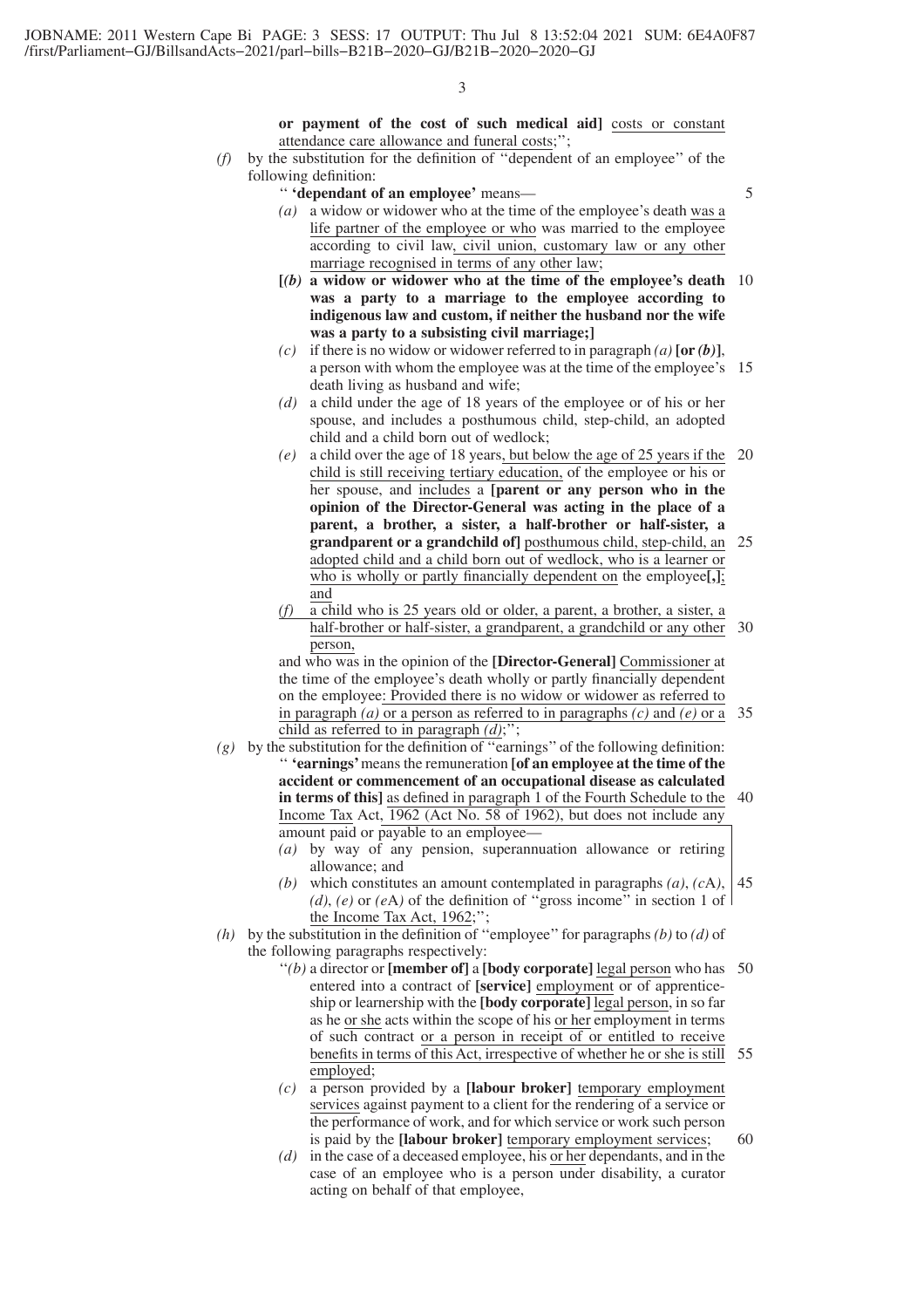**or payment of the cost of such medical aid]** costs or constant attendance care allowance and funeral costs;";

*(f)* by the substitution for the definition of "dependent of an employee" of the following definition:

" **'dependant of an employee'** means—

*(a)* a widow or widower who at the time of the employee's death was a life partner of the employee or who was married to the employee according to civil law, civil union, customary law or any other marriage recognised in terms of any other law;

**[*(b)* a widow or widower who at the time of the employee's death was a party to a marriage to the employee according to indigenous law and custom, if neither the husband nor the wife was a party to a subsisting civil marriage;]**

*(c)* if there is no widow or widower referred to in paragraph *(a)* **[or *(b)*]**, a person with whom the employee was at the time of the employee's death living as husband and wife;

*(d)* a child under the age of 18 years of the employee or of his or her spouse, and includes a posthumous child, step-child, an adopted child and a child born out of wedlock;

*(e)* a child over the age of 18 years, but below the age of 25 years if the child is still receiving tertiary education, of the employee or his or her spouse, and includes a **[parent or any person who in the opinion of the Director-General was acting in the place of a parent, a brother, a sister, a half-brother or half-sister, a grandparent or a grandchild of]** posthumous child, step-child, an adopted child and a child born out of wedlock, who is a learner or who is wholly or partly financially dependent on the employee**[,]**; and

*(f)* a child who is 25 years old or older, a parent, a brother, a sister, a half-brother or half-sister, a grandparent, a grandchild or any other person,

and who was in the opinion of the **[Director-General]** Commissioner at the time of the employee's death wholly or partly financially dependent on the employee: Provided there is no widow or widower as referred to in paragraph *(a)* or a person as referred to in paragraphs *(c)* and *(e)* or a child as referred to in paragraph *(d)*;";

*(g)* by the substitution for the definition of "earnings" of the following definition:

" **'earnings'** means the remuneration **[of an employee at the time of the accident or commencement of an occupational disease as calculated in terms of this]** as defined in paragraph 1 of the Fourth Schedule to the Income Tax Act, 1962 (Act No. 58 of 1962), but does not include any amount paid or payable to an employee—

*(a)* by way of any pension, superannuation allowance or retiring allowance; and

*(b)* which constitutes an amount contemplated in paragraphs *(a)*, *(c*A*)*, *(d)*, *(e)* or *(e*A*)* of the definition of "gross income" in section 1 of the Income Tax Act, 1962;";

*(h)* by the substitution in the definition of "employee" for paragraphs *(b)* to *(d)* of the following paragraphs respectively:

"*(b)* a director or **[member of]** a **[body corporate]** legal person who has entered into a contract of **[service]** employment or of apprenticeship or learnership with the **[body corporate]** legal person, in so far as he or she acts within the scope of his or her employment in terms of such contract or a person in receipt of or entitled to receive benefits in terms of this Act, irrespective of whether he or she is still employed;

*(c)* a person provided by a **[labour broker]** temporary employment services against payment to a client for the rendering of a service or the performance of work, and for which service or work such person is paid by the **[labour broker]** temporary employment services;

*(d)* in the case of a deceased employee, his or her dependants, and in the case of an employee who is a person under disability, a curator acting on behalf of that employee,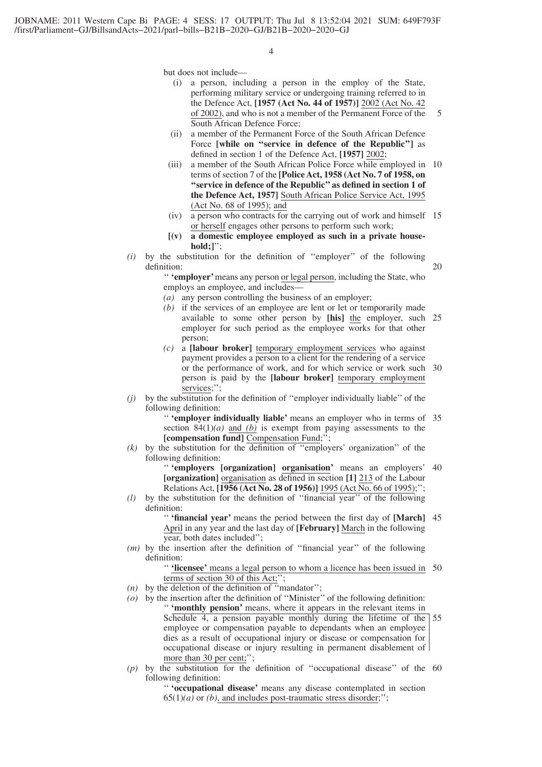but does not include—

(i) a person, including a person in the employ of the State, performing military service or undergoing training referred to in the Defence Act, **[1957 (Act No. 44 of 1957)]** 2002 (Act No. 42 of 2002), and who is not a member of the Permanent Force of the South African Defence Force;

(ii) a member of the Permanent Force of the South African Defence Force **[while on "service in defence of the Republic"]** as defined in section 1 of the Defence Act, **[1957]** 2002;

(iii) a member of the South African Police Force while employed in terms of section 7 of the **[Police Act, 1958 (Act No. 7 of 1958, on "service in defence of the Republic" as defined in section 1 of the Defence Act, 1957]** South African Police Service Act, 1995 (Act No. 68 of 1995); and

(iv) a person who contracts for the carrying out of work and himself or herself engages other persons to perform such work;

**[(v) a domestic employee employed as such in a private household;]**'';

*(i)* by the substitution for the definition of ''employer'' of the following definition:

'' **'employer'** means any person or legal person, including the State, who employs an employee, and includes—

*(a)* any person controlling the business of an employer;

*(b)* if the services of an employee are lent or let or temporarily made available to some other person by **[his]** the employer, such employer for such period as the employee works for that other person;

*(c)* a **[labour broker]** temporary employment services who against payment provides a person to a client for the rendering of a service or the performance of work, and for which service or work such person is paid by the **[labour broker]** temporary employment services;'';

*(j)* by the substitution for the definition of ''employer individually liable'' of the following definition:

'' **'employer individually liable'** means an employer who in terms of section 84(1)*(a)* and *(b)* is exempt from paying assessments to the **[compensation fund]** Compensation Fund;'';

*(k)* by the substitution for the definition of ''employers' organization'' of the following definition:

'' **'employers [organization] organisation'** means an employers' **[organization]** organisation as defined in section **[1]** 213 of the Labour Relations Act, **[1956 (Act No. 28 of 1956)]** 1995 (Act No. 66 of 1995);'';

*(l)* by the substitution for the definition of ''financial year'' of the following definition:

'' **'financial year'** means the period between the first day of **[March]** April in any year and the last day of **[February]** March in the following year, both dates included'';

*(m)* by the insertion after the definition of ''financial year'' of the following definition:

'' **'licensee'** means a legal person to whom a licence has been issued in terms of section 30 of this Act;'';

*(n)* by the deletion of the definition of ''mandator'';

*(o)* by the insertion after the definition of ''Minister'' of the following definition:

'' **'monthly pension'** means, where it appears in the relevant items in Schedule 4, a pension payable monthly during the lifetime of the employee or compensation payable to dependants when an employee dies as a result of occupational injury or disease or compensation for occupational disease or injury resulting in permanent disablement of more than 30 per cent;'';

*(p)* by the substitution for the definition of ''occupational disease'' of the following definition:

'' **'occupational disease'** means any disease contemplated in section 65(1)*(a)* or *(b)*, and includes post-traumatic stress disorder;'';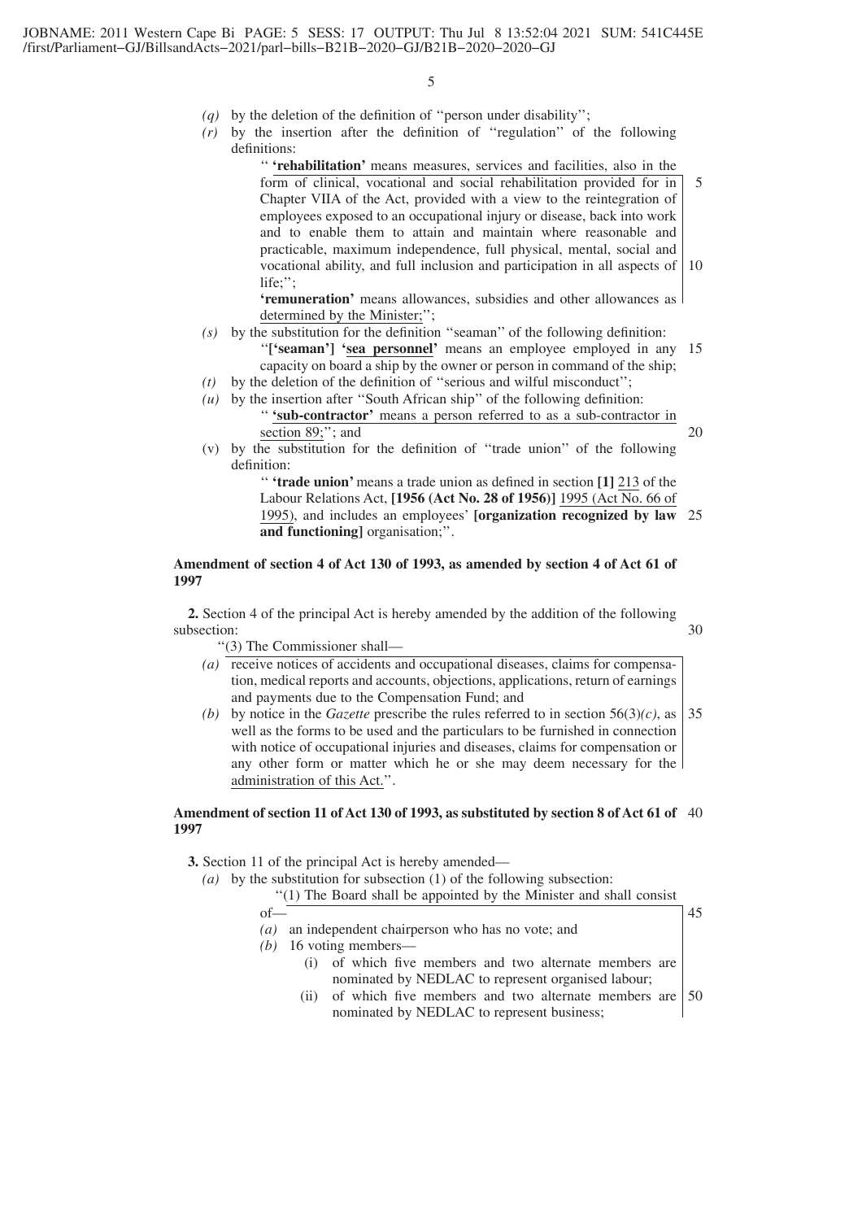(q) by the deletion of the definition of ''person under disability'';

(r) by the insertion after the definition of ''regulation'' of the following definitions:

> '' **'rehabilitation'** means measures, services and facilities, also in the form of clinical, vocational and social rehabilitation provided for in Chapter VIIA of the Act, provided with a view to the reintegration of employees exposed to an occupational injury or disease, back into work and to enable them to attain and maintain where reasonable and practicable, maximum independence, full physical, mental, social and vocational ability, and full inclusion and participation in all aspects of life;'';
>
> **'remuneration'** means allowances, subsidies and other allowances as determined by the Minister;'';

(s) by the substitution for the definition ''seaman'' of the following definition:

> ''**['seaman']** **'sea personnel'** means an employee employed in any capacity on board a ship by the owner or person in command of the ship;

(t) by the deletion of the definition of ''serious and wilful misconduct'';

(u) by the insertion after ''South African ship'' of the following definition:

> '' **'sub-contractor'** means a person referred to as a sub-contractor in section 89;''; and

(v) by the substitution for the definition of ''trade union'' of the following definition:

> '' **'trade union'** means a trade union as defined in section **[1]** 213 of the Labour Relations Act, **[1956 (Act No. 28 of 1956)]** 1995 (Act No. 66 of 1995), and includes an employees' **[organization recognized by law and functioning]** organisation;''.

**Amendment of section 4 of Act 130 of 1993, as amended by section 4 of Act 61 of 1997**

**2.** Section 4 of the principal Act is hereby amended by the addition of the following subsection:

> ''(3) The Commissioner shall—
>
> (a) receive notices of accidents and occupational diseases, claims for compensation, medical reports and accounts, objections, applications, return of earnings and payments due to the Compensation Fund; and
>
> (b) by notice in the *Gazette* prescribe the rules referred to in section 56(3)(c), as well as the forms to be used and the particulars to be furnished in connection with notice of occupational injuries and diseases, claims for compensation or any other form or matter which he or she may deem necessary for the administration of this Act.''.

**Amendment of section 11 of Act 130 of 1993, as substituted by section 8 of Act 61 of 1997**

**3.** Section 11 of the principal Act is hereby amended—

(a) by the substitution for subsection (1) of the following subsection:

> ''(1) The Board shall be appointed by the Minister and shall consist of—
>
> (a) an independent chairperson who has no vote; and
>
> (b) 16 voting members—
>
> (i) of which five members and two alternate members are nominated by NEDLAC to represent organised labour;
>
> (ii) of which five members and two alternate members are nominated by NEDLAC to represent business;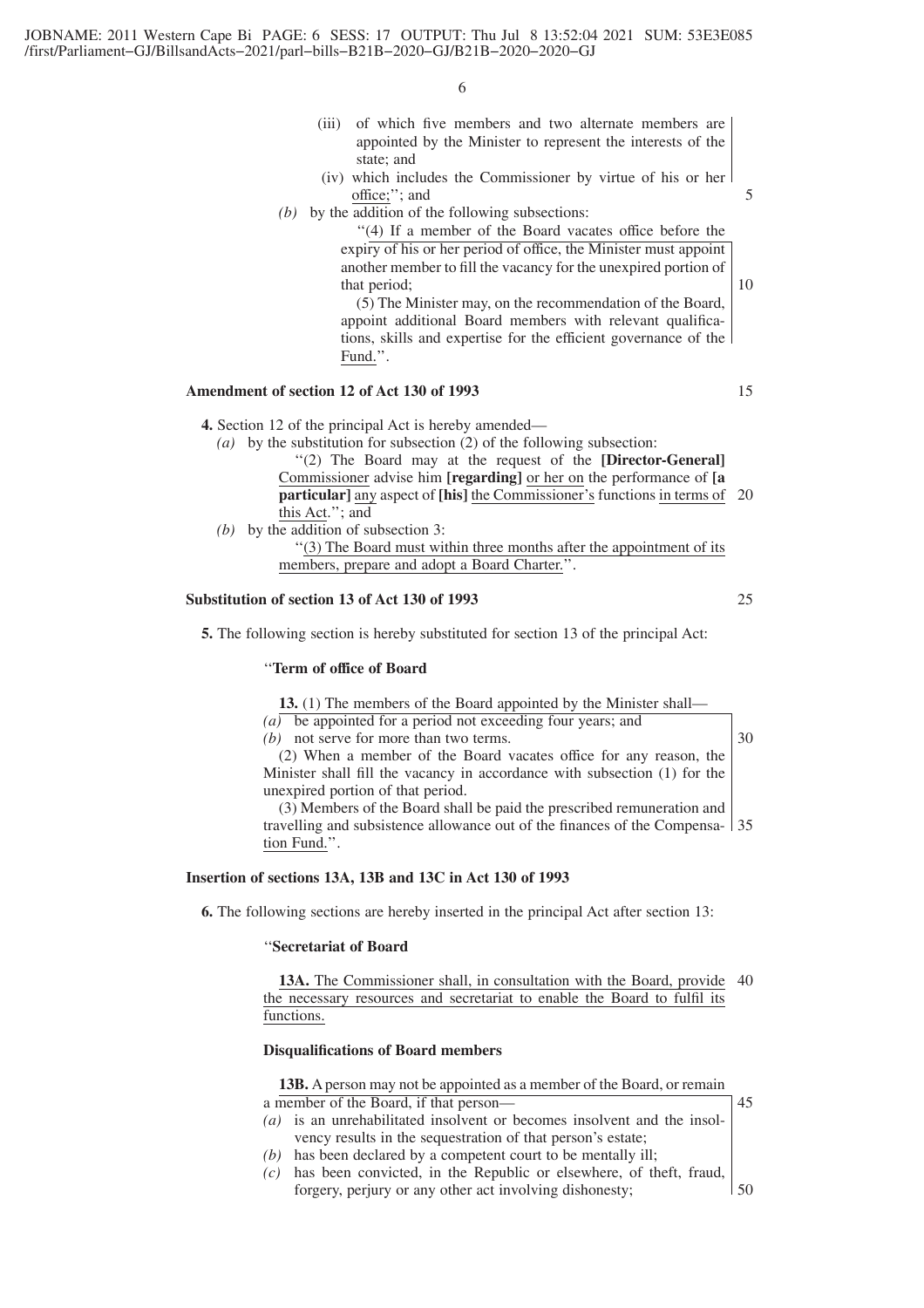(iii) of which five members and two alternate members are appointed by the Minister to represent the interests of the state; and

(iv) which includes the Commissioner by virtue of his or her office;''; and

*(b)* by the addition of the following subsections:

''(4) If a member of the Board vacates office before the expiry of his or her period of office, the Minister must appoint another member to fill the vacancy for the unexpired portion of that period;

(5) The Minister may, on the recommendation of the Board, appoint additional Board members with relevant qualifications, skills and expertise for the efficient governance of the Fund.''.

**Amendment of section 12 of Act 130 of 1993**

**4.** Section 12 of the principal Act is hereby amended—

*(a)* by the substitution for subsection (2) of the following subsection:

''(2) The Board may at the request of the **[Director-General]** Commissioner advise him **[regarding]** or her on the performance of **[a particular]** any aspect of **[his]** the Commissioner's functions in terms of this Act.''; and

*(b)* by the addition of subsection 3:

''(3) The Board must within three months after the appointment of its members, prepare and adopt a Board Charter.''.

**Substitution of section 13 of Act 130 of 1993**

**5.** The following section is hereby substituted for section 13 of the principal Act:

''**Term of office of Board**

**13.** (1) The members of the Board appointed by the Minister shall—

*(a)* be appointed for a period not exceeding four years; and

*(b)* not serve for more than two terms.

(2) When a member of the Board vacates office for any reason, the Minister shall fill the vacancy in accordance with subsection (1) for the unexpired portion of that period.

(3) Members of the Board shall be paid the prescribed remuneration and travelling and subsistence allowance out of the finances of the Compensation Fund.''.

**Insertion of sections 13A, 13B and 13C in Act 130 of 1993**

**6.** The following sections are hereby inserted in the principal Act after section 13:

''**Secretariat of Board**

**13A.** The Commissioner shall, in consultation with the Board, provide the necessary resources and secretariat to enable the Board to fulfil its functions.

**Disqualifications of Board members**

**13B.** A person may not be appointed as a member of the Board, or remain a member of the Board, if that person—

*(a)* is an unrehabilitated insolvent or becomes insolvent and the insolvency results in the sequestration of that person's estate;

*(b)* has been declared by a competent court to be mentally ill;

*(c)* has been convicted, in the Republic or elsewhere, of theft, fraud, forgery, perjury or any other act involving dishonesty;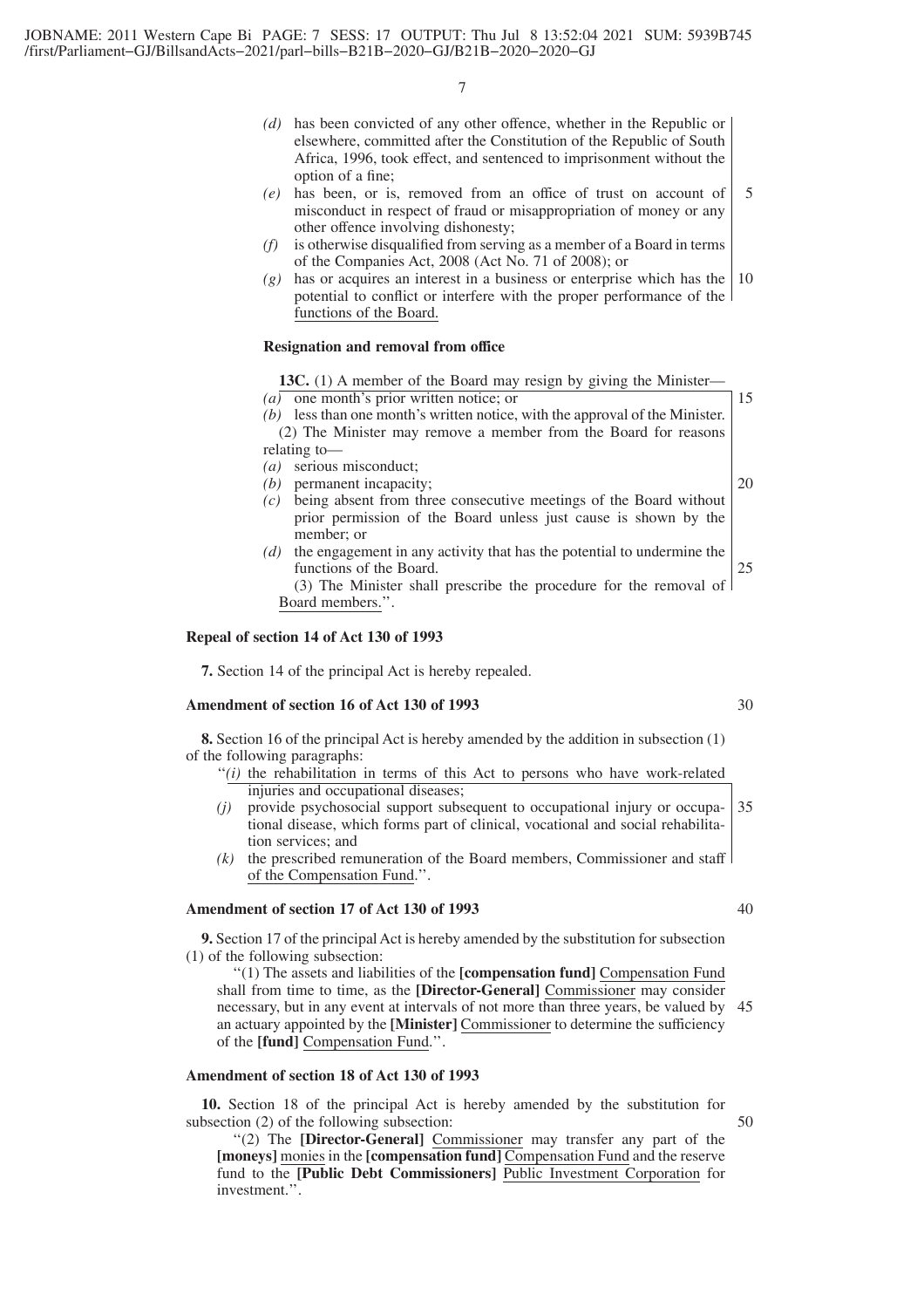*(d)* has been convicted of any other offence, whether in the Republic or elsewhere, committed after the Constitution of the Republic of South Africa, 1996, took effect, and sentenced to imprisonment without the option of a fine;

*(e)* has been, or is, removed from an office of trust on account of misconduct in respect of fraud or misappropriation of money or any other offence involving dishonesty;

*(f)* is otherwise disqualified from serving as a member of a Board in terms of the Companies Act, 2008 (Act No. 71 of 2008); or

*(g)* has or acquires an interest in a business or enterprise which has the potential to conflict or interfere with the proper performance of the functions of the Board.

**Resignation and removal from office**

**13C.** (1) A member of the Board may resign by giving the Minister—

*(a)* one month's prior written notice; or

*(b)* less than one month's written notice, with the approval of the Minister.

(2) The Minister may remove a member from the Board for reasons relating to—

*(a)* serious misconduct;

*(b)* permanent incapacity;

*(c)* being absent from three consecutive meetings of the Board without prior permission of the Board unless just cause is shown by the member; or

*(d)* the engagement in any activity that has the potential to undermine the functions of the Board.

(3) The Minister shall prescribe the procedure for the removal of Board members.''.

**Repeal of section 14 of Act 130 of 1993**

**7.** Section 14 of the principal Act is hereby repealed.

**Amendment of section 16 of Act 130 of 1993**

**8.** Section 16 of the principal Act is hereby amended by the addition in subsection (1) of the following paragraphs:

''*(i)* the rehabilitation in terms of this Act to persons who have work-related injuries and occupational diseases;

*(j)* provide psychosocial support subsequent to occupational injury or occupational disease, which forms part of clinical, vocational and social rehabilitation services; and

*(k)* the prescribed remuneration of the Board members, Commissioner and staff of the Compensation Fund.''.

**Amendment of section 17 of Act 130 of 1993**

**9.** Section 17 of the principal Act is hereby amended by the substitution for subsection (1) of the following subsection:

''(1) The assets and liabilities of the **[compensation fund]** Compensation Fund shall from time to time, as the **[Director-General]** Commissioner may consider necessary, but in any event at intervals of not more than three years, be valued by an actuary appointed by the **[Minister]** Commissioner to determine the sufficiency of the **[fund]** Compensation Fund.''.

**Amendment of section 18 of Act 130 of 1993**

**10.** Section 18 of the principal Act is hereby amended by the substitution for subsection (2) of the following subsection:

''(2) The **[Director-General]** Commissioner may transfer any part of the **[moneys]** monies in the **[compensation fund]** Compensation Fund and the reserve fund to the **[Public Debt Commissioners]** Public Investment Corporation for investment.''.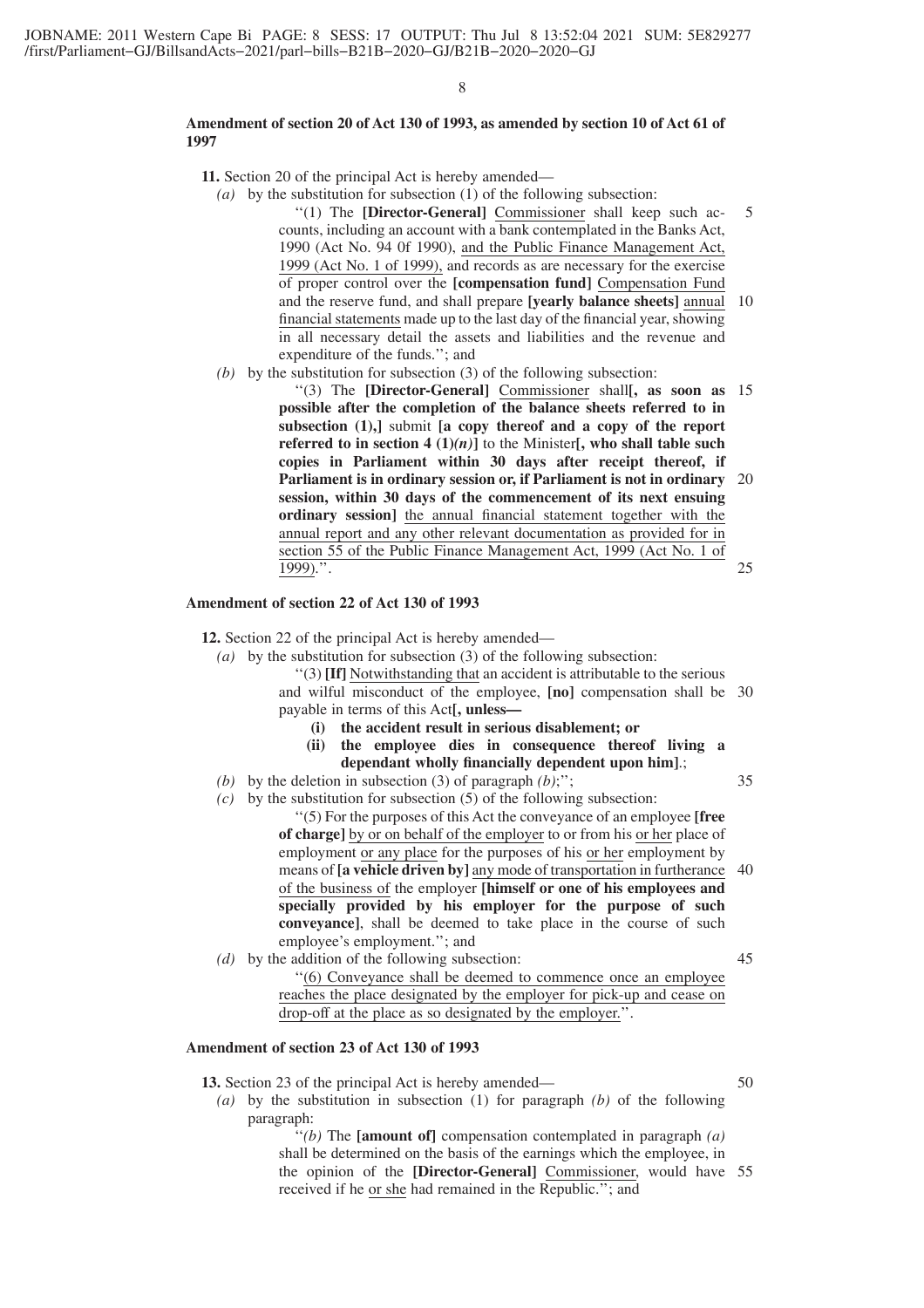**Amendment of section 20 of Act 130 of 1993, as amended by section 10 of Act 61 of 1997**

**11.** Section 20 of the principal Act is hereby amended—

*(a)* by the substitution for subsection (1) of the following subsection:

> ''(1) The **[Director-General]** Commissioner shall keep such accounts, including an account with a bank contemplated in the Banks Act, 1990 (Act No. 94 0f 1990), and the Public Finance Management Act, 1999 (Act No. 1 of 1999), and records as are necessary for the exercise of proper control over the **[compensation fund]** Compensation Fund and the reserve fund, and shall prepare **[yearly balance sheets]** annual financial statements made up to the last day of the financial year, showing in all necessary detail the assets and liabilities and the revenue and expenditure of the funds.''; and

*(b)* by the substitution for subsection (3) of the following subsection:

> ''(3) The **[Director-General]** Commissioner shall**[, as soon as possible after the completion of the balance sheets referred to in subsection (1),]** submit **[a copy thereof and a copy of the report referred to in section 4 (1)*(n)*]** to the Minister**[, who shall table such copies in Parliament within 30 days after receipt thereof, if Parliament is in ordinary session or, if Parliament is not in ordinary session, within 30 days of the commencement of its next ensuing ordinary session]** the annual financial statement together with the annual report and any other relevant documentation as provided for in section 55 of the Public Finance Management Act, 1999 (Act No. 1 of 1999).''.

**Amendment of section 22 of Act 130 of 1993**

**12.** Section 22 of the principal Act is hereby amended—

*(a)* by the substitution for subsection (3) of the following subsection:

> ''(3) **[If]** Notwithstanding that an accident is attributable to the serious and wilful misconduct of the employee, **[no]** compensation shall be payable in terms of this Act**[, unless—**
>
> **(i) the accident result in serious disablement; or**
>
> **(ii) the employee dies in consequence thereof living a dependant wholly financially dependent upon him]**.;

*(b)* by the deletion in subsection (3) of paragraph *(b)*;'';

*(c)* by the substitution for subsection (5) of the following subsection:

> ''(5) For the purposes of this Act the conveyance of an employee **[free of charge]** by or on behalf of the employer to or from his or her place of employment or any place for the purposes of his or her employment by means of **[a vehicle driven by]** any mode of transportation in furtherance of the business of the employer **[himself or one of his employees and specially provided by his employer for the purpose of such conveyance]**, shall be deemed to take place in the course of such employee's employment.''; and

*(d)* by the addition of the following subsection:

> ''(6) Conveyance shall be deemed to commence once an employee reaches the place designated by the employer for pick-up and cease on drop-off at the place as so designated by the employer.''.

**Amendment of section 23 of Act 130 of 1993**

**13.** Section 23 of the principal Act is hereby amended—

*(a)* by the substitution in subsection (1) for paragraph *(b)* of the following paragraph:

> ''*(b)* The **[amount of]** compensation contemplated in paragraph *(a)* shall be determined on the basis of the earnings which the employee, in the opinion of the **[Director-General]** Commissioner, would have received if he or she had remained in the Republic.''; and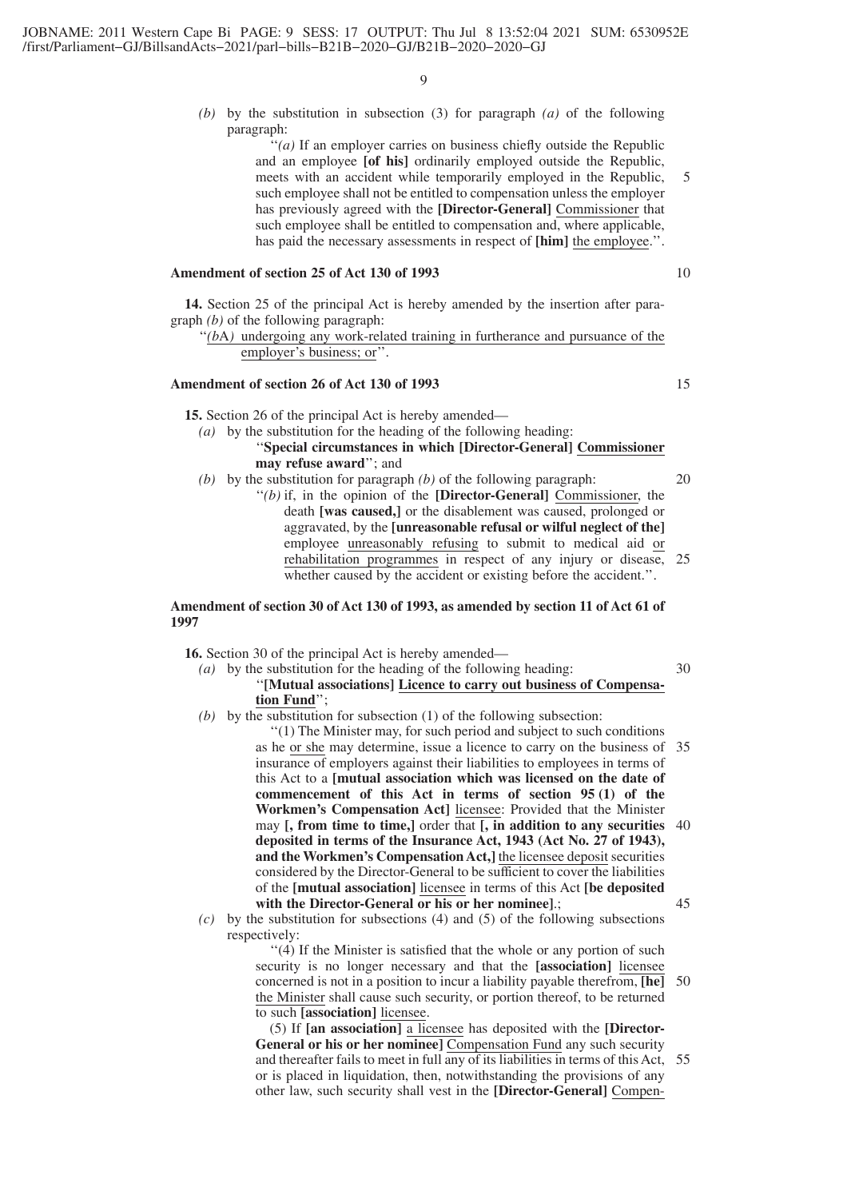*(b)* by the substitution in subsection (3) for paragraph *(a)* of the following paragraph:

"*(a)* If an employer carries on business chiefly outside the Republic and an employee **[of his]** ordinarily employed outside the Republic, meets with an accident while temporarily employed in the Republic, such employee shall not be entitled to compensation unless the employer has previously agreed with the **[Director-General]** <u>Commissioner</u> that such employee shall be entitled to compensation and, where applicable, has paid the necessary assessments in respect of **[him]** <u>the employee</u>.".

**Amendment of section 25 of Act 130 of 1993**

**14.** Section 25 of the principal Act is hereby amended by the insertion after paragraph *(b)* of the following paragraph:

"<u>*(b*A*)* undergoing any work-related training in furtherance and pursuance of the employer's business; or</u>".

**Amendment of section 26 of Act 130 of 1993**

**15.** Section 26 of the principal Act is hereby amended—

*(a)* by the substitution for the heading of the following heading:

"**Special circumstances in which [Director-General] <u>Commissioner</u> may refuse award**"; and

*(b)* by the substitution for paragraph *(b)* of the following paragraph:

"*(b)* if, in the opinion of the **[Director-General]** <u>Commissioner</u>, the death **[was caused,]** or the disablement was caused, prolonged or aggravated, by the **[unreasonable refusal or wilful neglect of the]** employee <u>unreasonably refusing</u> to submit to medical aid <u>or rehabilitation programmes</u> in respect of any injury or disease, whether caused by the accident or existing before the accident.".

**Amendment of section 30 of Act 130 of 1993, as amended by section 11 of Act 61 of 1997**

**16.** Section 30 of the principal Act is hereby amended—

*(a)* by the substitution for the heading of the following heading:

"**[Mutual associations] <u>Licence to carry out business of Compensation Fund</u>**";

*(b)* by the substitution for subsection (1) of the following subsection:

"(1) The Minister may, for such period and subject to such conditions as he <u>or she</u> may determine, issue a licence to carry on the business of insurance of employers against their liabilities to employees in terms of this Act to a **[mutual association which was licensed on the date of commencement of this Act in terms of section 95 (1) of the Workmen's Compensation Act]** <u>licensee</u>: Provided that the Minister may **[, from time to time,]** order that **[, in addition to any securities deposited in terms of the Insurance Act, 1943 (Act No. 27 of 1943), and the Workmen's Compensation Act,]** <u>the licensee deposit</u> securities considered by the Director-General to be sufficient to cover the liabilities of the **[mutual association]** <u>licensee</u> in terms of this Act **[be deposited with the Director-General or his or her nominee]**.;

*(c)* by the substitution for subsections (4) and (5) of the following subsections respectively:

"(4) If the Minister is satisfied that the whole or any portion of such security is no longer necessary and that the **[association]** <u>licensee</u> concerned is not in a position to incur a liability payable therefrom, **[he]** <u>the Minister</u> shall cause such security, or portion thereof, to be returned to such **[association]** <u>licensee</u>.

(5) If **[an association]** <u>a licensee</u> has deposited with the **[Director-General or his or her nominee]** <u>Compensation Fund</u> any such security and thereafter fails to meet in full any of its liabilities in terms of this Act, or is placed in liquidation, then, notwithstanding the provisions of any other law, such security shall vest in the **[Director-General]** <u>Compen-</u>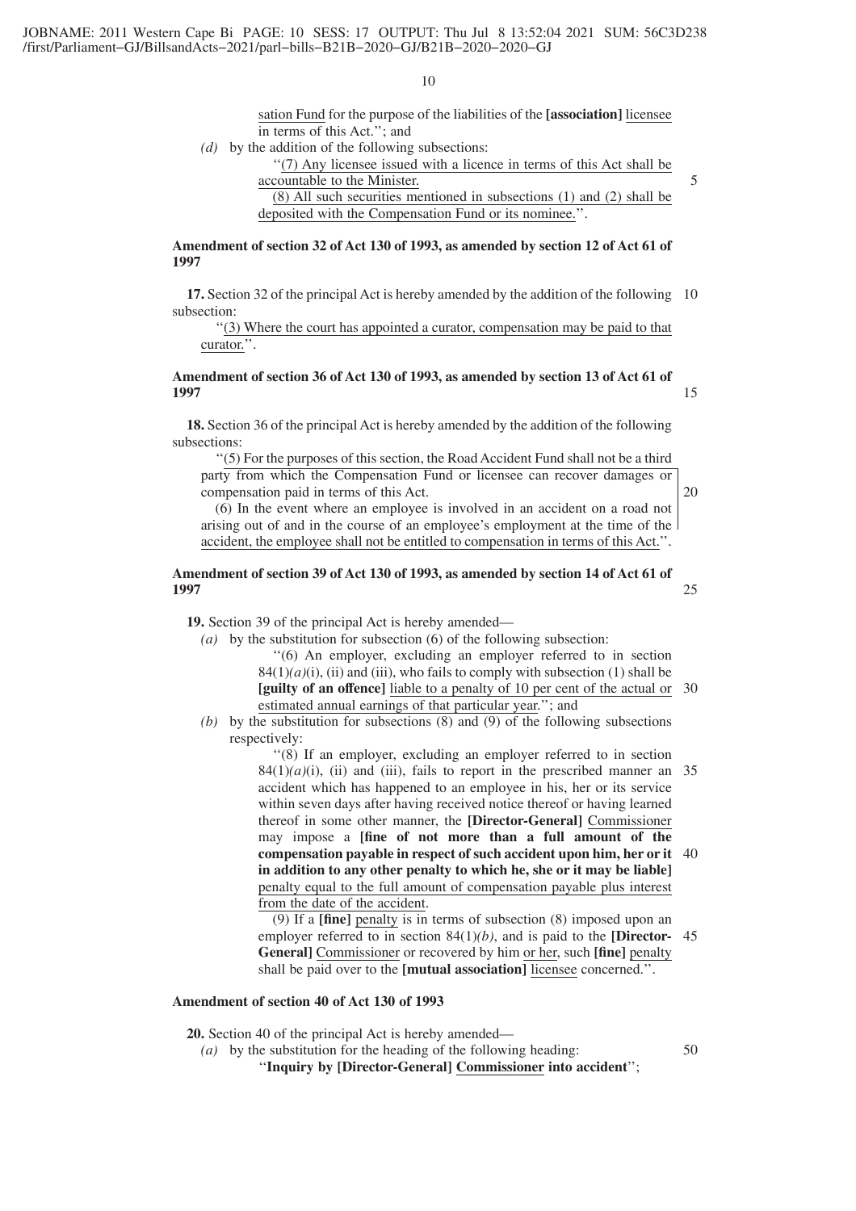sation Fund for the purpose of the liabilities of the **[association]** licensee in terms of this Act.''; and

*(d)* by the addition of the following subsections:

''(7) Any licensee issued with a licence in terms of this Act shall be accountable to the Minister.

(8) All such securities mentioned in subsections (1) and (2) shall be deposited with the Compensation Fund or its nominee.''.

**Amendment of section 32 of Act 130 of 1993, as amended by section 12 of Act 61 of 1997**

**17.** Section 32 of the principal Act is hereby amended by the addition of the following subsection:

''(3) Where the court has appointed a curator, compensation may be paid to that curator.''.

**Amendment of section 36 of Act 130 of 1993, as amended by section 13 of Act 61 of 1997**

**18.** Section 36 of the principal Act is hereby amended by the addition of the following subsections:

''(5) For the purposes of this section, the Road Accident Fund shall not be a third party from which the Compensation Fund or licensee can recover damages or compensation paid in terms of this Act.

(6) In the event where an employee is involved in an accident on a road not arising out of and in the course of an employee's employment at the time of the accident, the employee shall not be entitled to compensation in terms of this Act.''.

**Amendment of section 39 of Act 130 of 1993, as amended by section 14 of Act 61 of 1997**

**19.** Section 39 of the principal Act is hereby amended—

*(a)* by the substitution for subsection (6) of the following subsection:

''(6) An employer, excluding an employer referred to in section 84(1)*(a)*(i), (ii) and (iii), who fails to comply with subsection (1) shall be **[guilty of an offence]** liable to a penalty of 10 per cent of the actual or estimated annual earnings of that particular year.''; and

*(b)* by the substitution for subsections (8) and (9) of the following subsections respectively:

''(8) If an employer, excluding an employer referred to in section 84(1)*(a)*(i), (ii) and (iii), fails to report in the prescribed manner an accident which has happened to an employee in his, her or its service within seven days after having received notice thereof or having learned thereof in some other manner, the **[Director-General]** Commissioner may impose a **[fine of not more than a full amount of the compensation payable in respect of such accident upon him, her or it in addition to any other penalty to which he, she or it may be liable]** penalty equal to the full amount of compensation payable plus interest from the date of the accident.

(9) If a **[fine]** penalty is in terms of subsection (8) imposed upon an employer referred to in section 84(1)*(b)*, and is paid to the **[Director-General]** Commissioner or recovered by him or her, such **[fine]** penalty shall be paid over to the **[mutual association]** licensee concerned.''.

**Amendment of section 40 of Act 130 of 1993**

**20.** Section 40 of the principal Act is hereby amended—

*(a)* by the substitution for the heading of the following heading:

''**Inquiry by [Director-General] Commissioner into accident**'';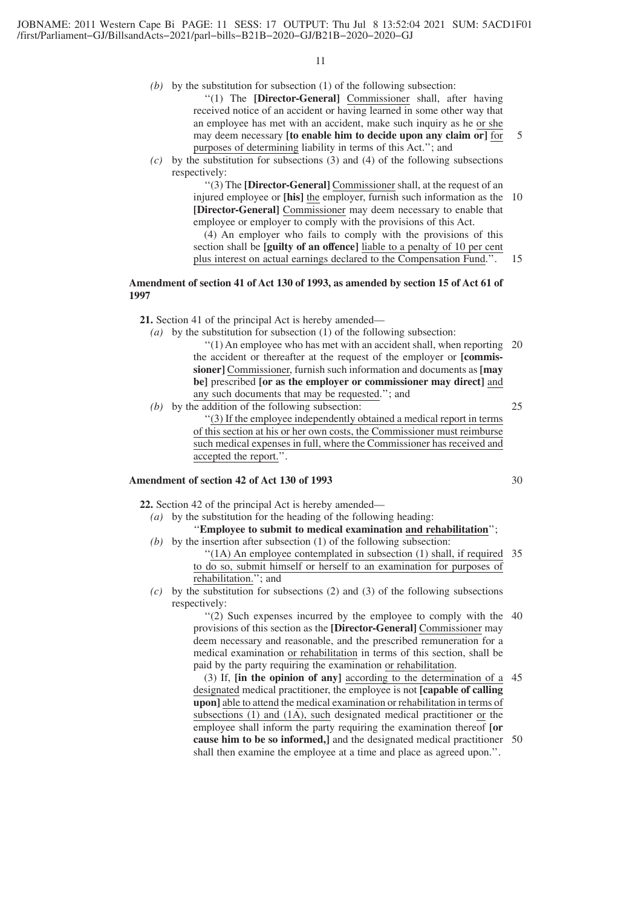*(b)* by the substitution for subsection (1) of the following subsection:

"(1) The **[Director-General]** Commissioner shall, after having received notice of an accident or having learned in some other way that an employee has met with an accident, make such inquiry as he or she may deem necessary **[to enable him to decide upon any claim or]** for purposes of determining liability in terms of this Act."; and

*(c)* by the substitution for subsections (3) and (4) of the following subsections respectively:

"(3) The **[Director-General]** Commissioner shall, at the request of an injured employee or **[his]** the employer, furnish such information as the **[Director-General]** Commissioner may deem necessary to enable that employee or employer to comply with the provisions of this Act.

(4) An employer who fails to comply with the provisions of this section shall be **[guilty of an offence]** liable to a penalty of 10 per cent plus interest on actual earnings declared to the Compensation Fund.".

**Amendment of section 41 of Act 130 of 1993, as amended by section 15 of Act 61 of 1997**

**21.** Section 41 of the principal Act is hereby amended—

*(a)* by the substitution for subsection (1) of the following subsection:

"(1) An employee who has met with an accident shall, when reporting the accident or thereafter at the request of the employer or **[commissioner]** Commissioner, furnish such information and documents as **[may be]** prescribed **[or as the employer or commissioner may direct]** and any such documents that may be requested."; and

*(b)* by the addition of the following subsection:

"(3) If the employee independently obtained a medical report in terms of this section at his or her own costs, the Commissioner must reimburse such medical expenses in full, where the Commissioner has received and accepted the report.".

**Amendment of section 42 of Act 130 of 1993**

**22.** Section 42 of the principal Act is hereby amended—

*(a)* by the substitution for the heading of the following heading:

"**Employee to submit to medical examination and rehabilitation**";

*(b)* by the insertion after subsection (1) of the following subsection:

"(1A) An employee contemplated in subsection (1) shall, if required to do so, submit himself or herself to an examination for purposes of rehabilitation."; and

*(c)* by the substitution for subsections (2) and (3) of the following subsections respectively:

"(2) Such expenses incurred by the employee to comply with the provisions of this section as the **[Director-General]** Commissioner may deem necessary and reasonable, and the prescribed remuneration for a medical examination or rehabilitation in terms of this section, shall be paid by the party requiring the examination or rehabilitation.

(3) If, **[in the opinion of any]** according to the determination of a designated medical practitioner, the employee is not **[capable of calling upon]** able to attend the medical examination or rehabilitation in terms of subsections (1) and (1A), such designated medical practitioner or the employee shall inform the party requiring the examination thereof **[or cause him to be so informed,]** and the designated medical practitioner shall then examine the employee at a time and place as agreed upon.".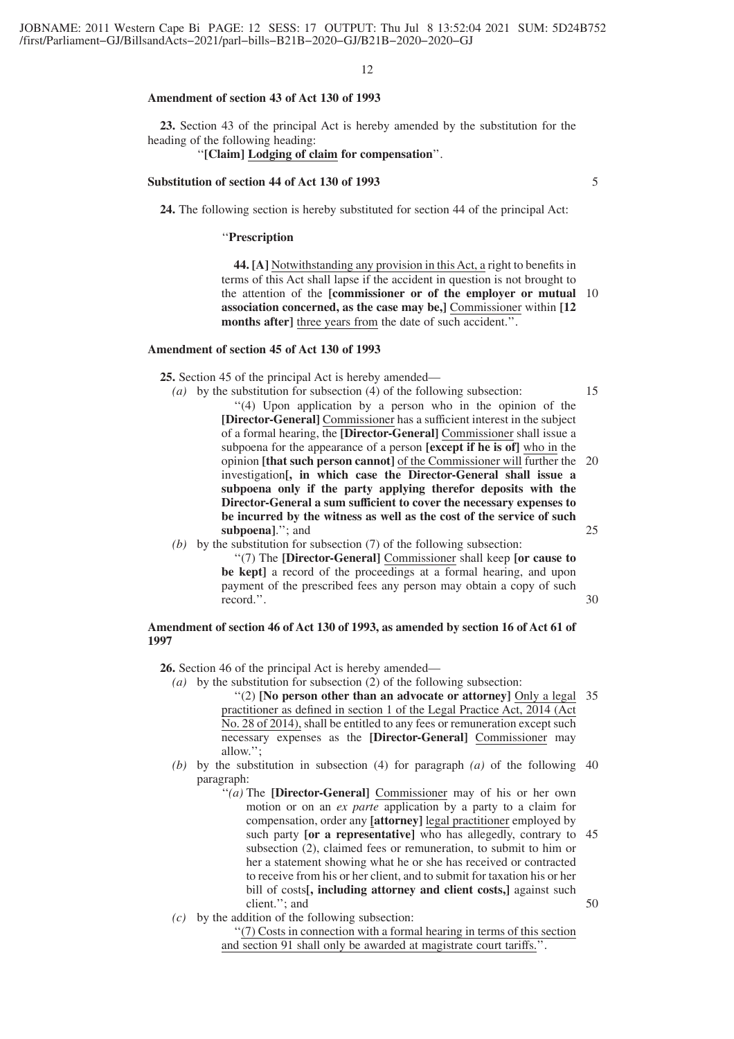**Amendment of section 43 of Act 130 of 1993**

**23.** Section 43 of the principal Act is hereby amended by the substitution for the heading of the following heading:

''**[Claim]** **Lodging of claim for compensation**''.

**Substitution of section 44 of Act 130 of 1993**

**24.** The following section is hereby substituted for section 44 of the principal Act:

''**Prescription**

**44. [A]** Notwithstanding any provision in this Act, a right to benefits in terms of this Act shall lapse if the accident in question is not brought to the attention of the **[commissioner or of the employer or mutual association concerned, as the case may be,]** Commissioner within **[12 months after]** three years from the date of such accident.''.

**Amendment of section 45 of Act 130 of 1993**

**25.** Section 45 of the principal Act is hereby amended—

*(a)* by the substitution for subsection (4) of the following subsection:

''(4) Upon application by a person who in the opinion of the **[Director-General]** Commissioner has a sufficient interest in the subject of a formal hearing, the **[Director-General]** Commissioner shall issue a subpoena for the appearance of a person **[except if he is of]** who in the opinion **[that such person cannot]** of the Commissioner will further the investigation**[, in which case the Director-General shall issue a subpoena only if the party applying therefor deposits with the Director-General a sum sufficient to cover the necessary expenses to be incurred by the witness as well as the cost of the service of such subpoena]**.''; and

*(b)* by the substitution for subsection (7) of the following subsection:

''(7) The **[Director-General]** Commissioner shall keep **[or cause to be kept]** a record of the proceedings at a formal hearing, and upon payment of the prescribed fees any person may obtain a copy of such record.''.

**Amendment of section 46 of Act 130 of 1993, as amended by section 16 of Act 61 of 1997**

**26.** Section 46 of the principal Act is hereby amended—

*(a)* by the substitution for subsection (2) of the following subsection:

''(2) **[No person other than an advocate or attorney]** Only a legal practitioner as defined in section 1 of the Legal Practice Act, 2014 (Act No. 28 of 2014), shall be entitled to any fees or remuneration except such necessary expenses as the **[Director-General]** Commissioner may allow.'';

*(b)* by the substitution in subsection (4) for paragraph *(a)* of the following paragraph:

''*(a)* The **[Director-General]** Commissioner may of his or her own motion or on an *ex parte* application by a party to a claim for compensation, order any **[attorney]** legal practitioner employed by such party **[or a representative]** who has allegedly, contrary to subsection (2), claimed fees or remuneration, to submit to him or her a statement showing what he or she has received or contracted to receive from his or her client, and to submit for taxation his or her bill of costs**[, including attorney and client costs,]** against such client.''; and

*(c)* by the addition of the following subsection:

''(7) Costs in connection with a formal hearing in terms of this section and section 91 shall only be awarded at magistrate court tariffs.''.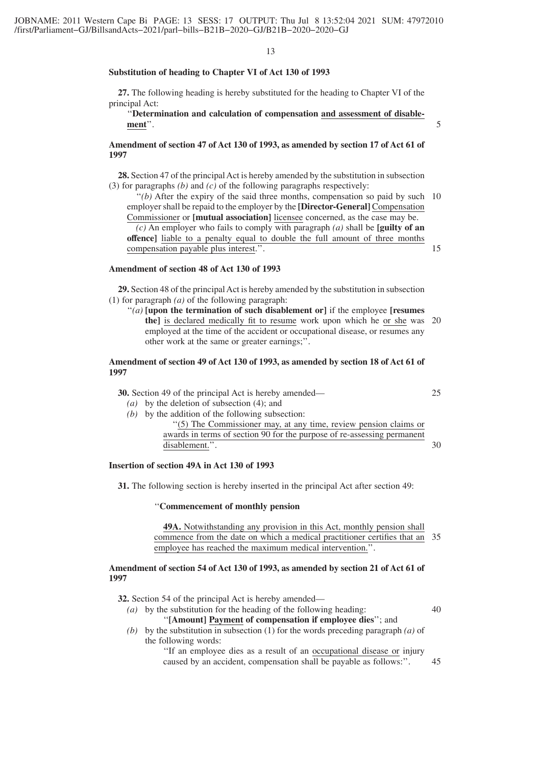**Substitution of heading to Chapter VI of Act 130 of 1993**

**27.** The following heading is hereby substituted for the heading to Chapter VI of the principal Act:

"**Determination and calculation of compensation <u>and assessment of disablement</u>**".

**Amendment of section 47 of Act 130 of 1993, as amended by section 17 of Act 61 of 1997**

**28.** Section 47 of the principal Act is hereby amended by the substitution in subsection (3) for paragraphs *(b)* and *(c)* of the following paragraphs respectively:

"*(b)* After the expiry of the said three months, compensation so paid by such employer shall be repaid to the employer by the **[Director-General]** <u>Compensation Commissioner</u> or **[mutual association]** <u>licensee</u> concerned, as the case may be.

*(c)* An employer who fails to comply with paragraph *(a)* shall be **[guilty of an offence]** <u>liable to a penalty equal to double the full amount of three months compensation payable plus interest</u>.".

**Amendment of section 48 of Act 130 of 1993**

**29.** Section 48 of the principal Act is hereby amended by the substitution in subsection (1) for paragraph *(a)* of the following paragraph:

"*(a)* **[upon the termination of such disablement or]** if the employee **[resumes the]** <u>is declared medically fit to resume</u> work upon which he <u>or she</u> was employed at the time of the accident or occupational disease, or resumes any other work at the same or greater earnings;".

**Amendment of section 49 of Act 130 of 1993, as amended by section 18 of Act 61 of 1997**

**30.** Section 49 of the principal Act is hereby amended—

*(a)* by the deletion of subsection (4); and

*(b)* by the addition of the following subsection:

"<u>(5) The Commissioner may, at any time, review pension claims or awards in terms of section 90 for the purpose of re-assessing permanent disablement.</u>".

**Insertion of section 49A in Act 130 of 1993**

**31.** The following section is hereby inserted in the principal Act after section 49:

"**<u>Commencement of monthly pension</u>**

**<u>49A.</u>** <u>Notwithstanding any provision in this Act, monthly pension shall commence from the date on which a medical practitioner certifies that an employee has reached the maximum medical intervention.</u>".

**Amendment of section 54 of Act 130 of 1993, as amended by section 21 of Act 61 of 1997**

**32.** Section 54 of the principal Act is hereby amended—

*(a)* by the substitution for the heading of the following heading:

"**[Amount] <u>Payment</u> of compensation if employee dies**"; and

*(b)* by the substitution in subsection (1) for the words preceding paragraph *(a)* of the following words:

"If an employee dies as a result of an <u>occupational disease or</u> injury caused by an accident, compensation shall be payable as follows:".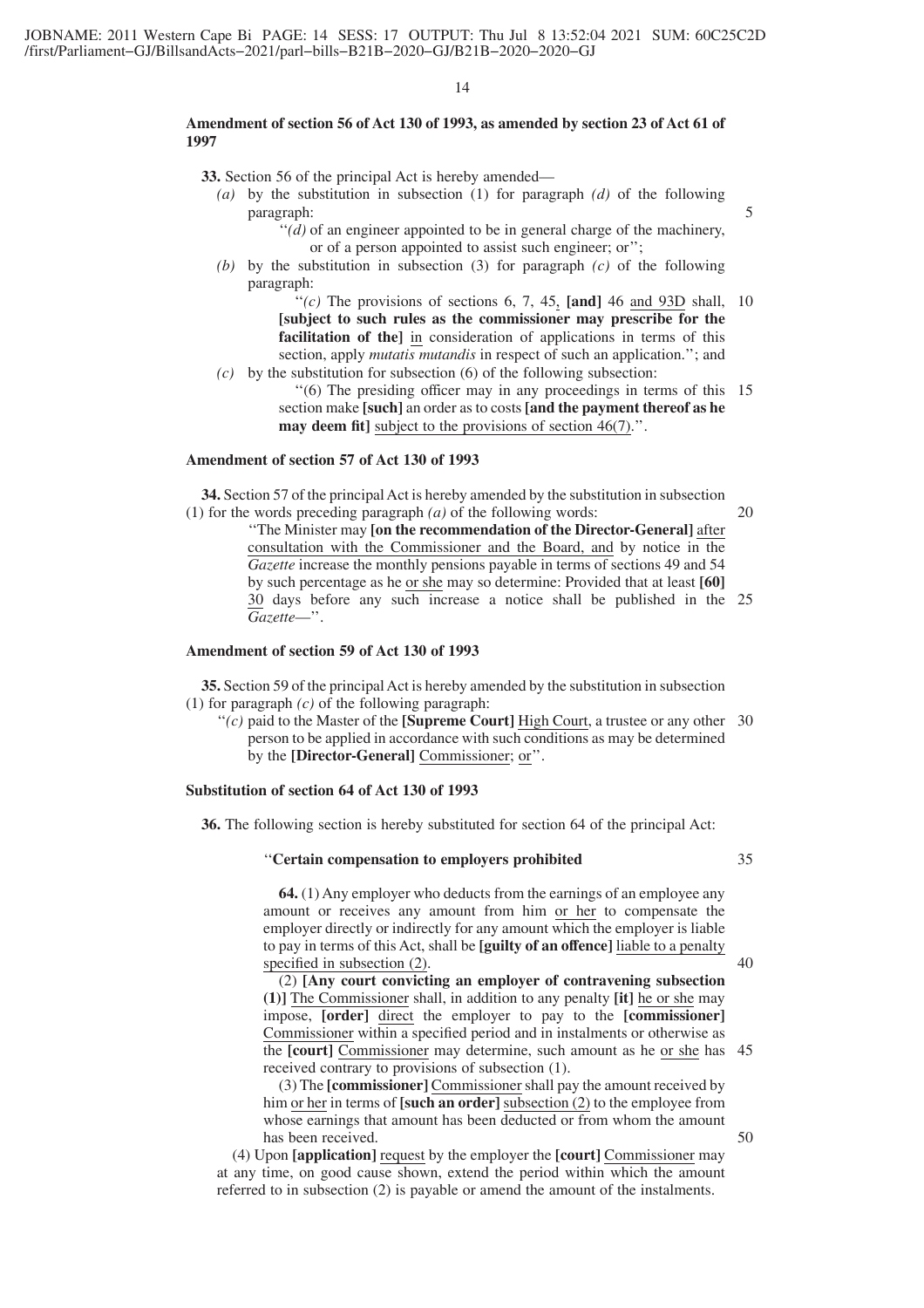**Amendment of section 56 of Act 130 of 1993, as amended by section 23 of Act 61 of 1997**

**33.** Section 56 of the principal Act is hereby amended—

*(a)* by the substitution in subsection (1) for paragraph *(d)* of the following paragraph:

> ''*(d)* of an engineer appointed to be in general charge of the machinery, or of a person appointed to assist such engineer; or'';

*(b)* by the substitution in subsection (3) for paragraph *(c)* of the following paragraph:

> ''*(c)* The provisions of sections 6, 7, 45, **[and]** 46 and 93D shall, **[subject to such rules as the commissioner may prescribe for the facilitation of the]** in consideration of applications in terms of this section, apply *mutatis mutandis* in respect of such an application.''; and

*(c)* by the substitution for subsection (6) of the following subsection:

> ''(6) The presiding officer may in any proceedings in terms of this section make **[such]** an order as to costs **[and the payment thereof as he may deem fit]** subject to the provisions of section 46(7).''.

**Amendment of section 57 of Act 130 of 1993**

**34.** Section 57 of the principal Act is hereby amended by the substitution in subsection (1) for the words preceding paragraph *(a)* of the following words:

> ''The Minister may **[on the recommendation of the Director-General]** after consultation with the Commissioner and the Board, and by notice in the *Gazette* increase the monthly pensions payable in terms of sections 49 and 54 by such percentage as he or she may so determine: Provided that at least **[60]** 30 days before any such increase a notice shall be published in the *Gazette*—''.

**Amendment of section 59 of Act 130 of 1993**

**35.** Section 59 of the principal Act is hereby amended by the substitution in subsection (1) for paragraph *(c)* of the following paragraph:

> ''*(c)* paid to the Master of the **[Supreme Court]** High Court, a trustee or any other person to be applied in accordance with such conditions as may be determined by the **[Director-General]** Commissioner; or''.

**Substitution of section 64 of Act 130 of 1993**

**36.** The following section is hereby substituted for section 64 of the principal Act:

> ''**Certain compensation to employers prohibited**
>
> **64.** (1) Any employer who deducts from the earnings of an employee any amount or receives any amount from him or her to compensate the employer directly or indirectly for any amount which the employer is liable to pay in terms of this Act, shall be **[guilty of an offence]** liable to a penalty specified in subsection (2).
>
> (2) **[Any court convicting an employer of contravening subsection (1)]** The Commissioner shall, in addition to any penalty **[it]** he or she may impose, **[order]** direct the employer to pay to the **[commissioner]** Commissioner within a specified period and in instalments or otherwise as the **[court]** Commissioner may determine, such amount as he or she has received contrary to provisions of subsection (1).
>
> (3) The **[commissioner]** Commissioner shall pay the amount received by him or her in terms of **[such an order]** subsection (2) to the employee from whose earnings that amount has been deducted or from whom the amount has been received.
>
> (4) Upon **[application]** request by the employer the **[court]** Commissioner may at any time, on good cause shown, extend the period within which the amount referred to in subsection (2) is payable or amend the amount of the instalments.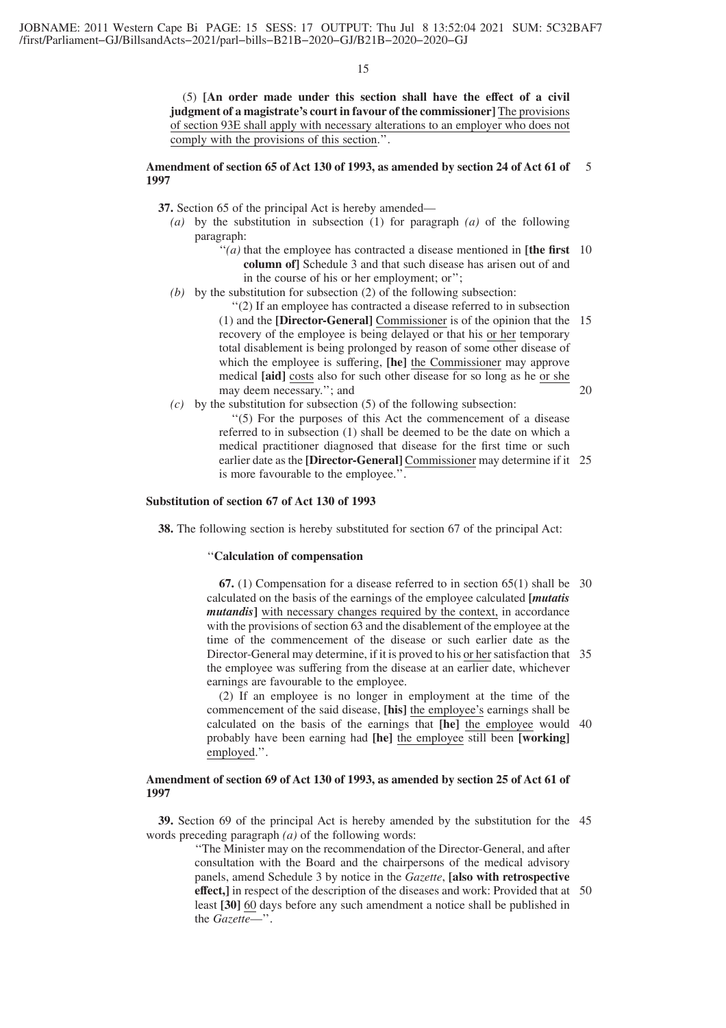(5) **[An order made under this section shall have the effect of a civil judgment of a magistrate's court in favour of the commissioner]** <u>The provisions of section 93E shall apply with necessary alterations to an employer who does not comply with the provisions of this section</u>.''.

**Amendment of section 65 of Act 130 of 1993, as amended by section 24 of Act 61 of 1997**

**37.** Section 65 of the principal Act is hereby amended—

*(a)* by the substitution in subsection (1) for paragraph *(a)* of the following paragraph:

''*(a)* that the employee has contracted a disease mentioned in **[the first column of]** Schedule 3 and that such disease has arisen out of and in the course of his or her employment; or'';

*(b)* by the substitution for subsection (2) of the following subsection:

''(2) If an employee has contracted a disease referred to in subsection (1) and the **[Director-General]** <u>Commissioner</u> is of the opinion that the recovery of the employee is being delayed or that his <u>or her</u> temporary total disablement is being prolonged by reason of some other disease of which the employee is suffering, **[he]** <u>the Commissioner</u> may approve medical **[aid]** <u>costs</u> also for such other disease for so long as he <u>or she</u> may deem necessary.''; and

*(c)* by the substitution for subsection (5) of the following subsection:

''(5) For the purposes of this Act the commencement of a disease referred to in subsection (1) shall be deemed to be the date on which a medical practitioner diagnosed that disease for the first time or such earlier date as the **[Director-General]** <u>Commissioner</u> may determine if it is more favourable to the employee.''.

**Substitution of section 67 of Act 130 of 1993**

**38.** The following section is hereby substituted for section 67 of the principal Act:

''**Calculation of compensation**

**67.** (1) Compensation for a disease referred to in section 65(1) shall be calculated on the basis of the earnings of the employee calculated **[*mutatis mutandis*]** <u>with necessary changes required by the context,</u> in accordance with the provisions of section 63 and the disablement of the employee at the time of the commencement of the disease or such earlier date as the Director-General may determine, if it is proved to his <u>or her</u> satisfaction that the employee was suffering from the disease at an earlier date, whichever earnings are favourable to the employee.

(2) If an employee is no longer in employment at the time of the commencement of the said disease, **[his]** <u>the employee's</u> earnings shall be calculated on the basis of the earnings that **[he]** <u>the employee</u> would probably have been earning had **[he]** <u>the employee</u> still been **[working]** <u>employed</u>.''.

**Amendment of section 69 of Act 130 of 1993, as amended by section 25 of Act 61 of 1997**

**39.** Section 69 of the principal Act is hereby amended by the substitution for the words preceding paragraph *(a)* of the following words:

''The Minister may on the recommendation of the Director-General, and after consultation with the Board and the chairpersons of the medical advisory panels, amend Schedule 3 by notice in the *Gazette*, **[also with retrospective effect,]** in respect of the description of the diseases and work: Provided that at least **[30]** <u>60</u> days before any such amendment a notice shall be published in the *Gazette*—''.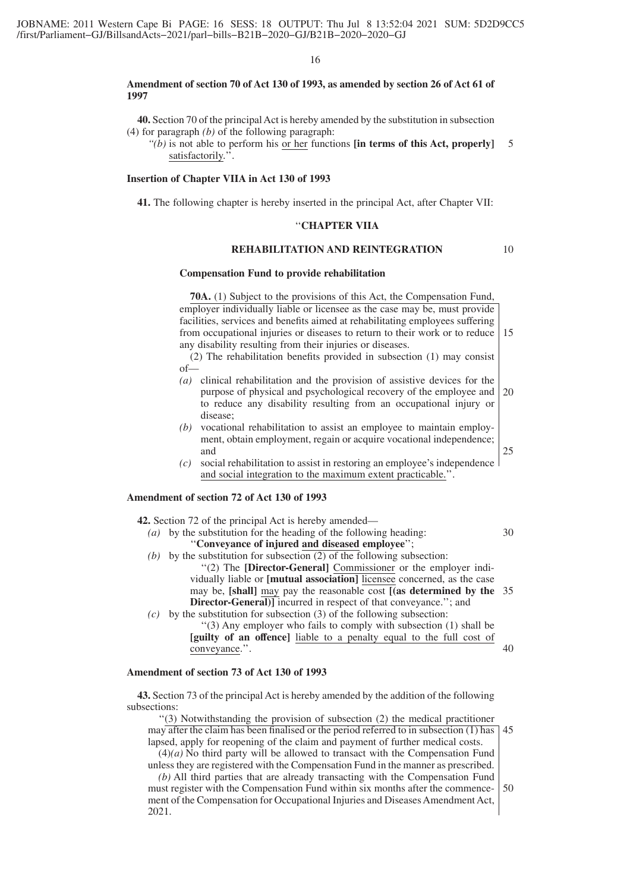**Amendment of section 70 of Act 130 of 1993, as amended by section 26 of Act 61 of 1997**

**40.** Section 70 of the principal Act is hereby amended by the substitution in subsection (4) for paragraph *(b)* of the following paragraph:

"*(b)* is not able to perform his or her functions **[in terms of this Act, properly]** satisfactorily.".

**Insertion of Chapter VIIA in Act 130 of 1993**

**41.** The following chapter is hereby inserted in the principal Act, after Chapter VII:

"**CHAPTER VIIA**

**REHABILITATION AND REINTEGRATION**

**Compensation Fund to provide rehabilitation**

**70A.** (1) Subject to the provisions of this Act, the Compensation Fund, employer individually liable or licensee as the case may be, must provide facilities, services and benefits aimed at rehabilitating employees suffering from occupational injuries or diseases to return to their work or to reduce any disability resulting from their injuries or diseases.

(2) The rehabilitation benefits provided in subsection (1) may consist of—

*(a)* clinical rehabilitation and the provision of assistive devices for the purpose of physical and psychological recovery of the employee and to reduce any disability resulting from an occupational injury or disease;

*(b)* vocational rehabilitation to assist an employee to maintain employment, obtain employment, regain or acquire vocational independence; and

*(c)* social rehabilitation to assist in restoring an employee's independence and social integration to the maximum extent practicable.".

**Amendment of section 72 of Act 130 of 1993**

**42.** Section 72 of the principal Act is hereby amended—

*(a)* by the substitution for the heading of the following heading:
"**Conveyance of injured and diseased employee**";

*(b)* by the substitution for subsection (2) of the following subsection:
"(2) The **[Director-General]** Commissioner or the employer individually liable or **[mutual association]** licensee concerned, as the case may be, **[shall]** may pay the reasonable cost **[(as determined by the Director-General)]** incurred in respect of that conveyance."; and

*(c)* by the substitution for subsection (3) of the following subsection:
"(3) Any employer who fails to comply with subsection (1) shall be **[guilty of an offence]** liable to a penalty equal to the full cost of conveyance.".

**Amendment of section 73 of Act 130 of 1993**

**43.** Section 73 of the principal Act is hereby amended by the addition of the following subsections:

"(3) Notwithstanding the provision of subsection (2) the medical practitioner may after the claim has been finalised or the period referred to in subsection (1) has lapsed, apply for reopening of the claim and payment of further medical costs.

(4)*(a)* No third party will be allowed to transact with the Compensation Fund unless they are registered with the Compensation Fund in the manner as prescribed.

*(b)* All third parties that are already transacting with the Compensation Fund must register with the Compensation Fund within six months after the commencement of the Compensation for Occupational Injuries and Diseases Amendment Act, 2021.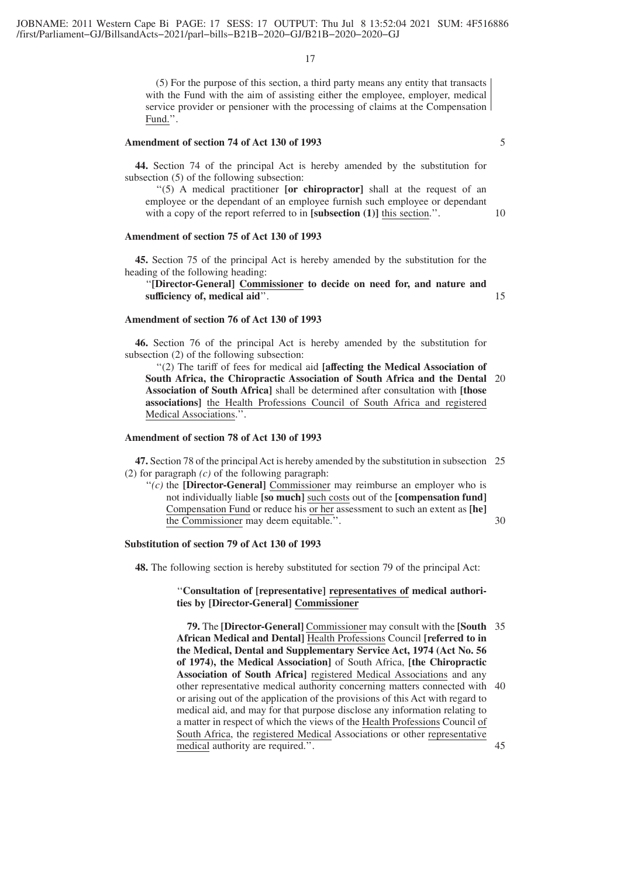(5) For the purpose of this section, a third party means any entity that transacts with the Fund with the aim of assisting either the employee, employer, medical service provider or pensioner with the processing of claims at the Compensation Fund.''.

**Amendment of section 74 of Act 130 of 1993**

**44.** Section 74 of the principal Act is hereby amended by the substitution for subsection (5) of the following subsection:

''(5) A medical practitioner **[or chiropractor]** shall at the request of an employee or the dependant of an employee furnish such employee or dependant with a copy of the report referred to in **[subsection (1)]** this section.''.

**Amendment of section 75 of Act 130 of 1993**

**45.** Section 75 of the principal Act is hereby amended by the substitution for the heading of the following heading:

''**[Director-General] Commissioner to decide on need for, and nature and sufficiency of, medical aid**''.

**Amendment of section 76 of Act 130 of 1993**

**46.** Section 76 of the principal Act is hereby amended by the substitution for subsection (2) of the following subsection:

''(2) The tariff of fees for medical aid **[affecting the Medical Association of South Africa, the Chiropractic Association of South Africa and the Dental Association of South Africa]** shall be determined after consultation with **[those associations]** the Health Professions Council of South Africa and registered Medical Associations.''.

**Amendment of section 78 of Act 130 of 1993**

**47.** Section 78 of the principal Act is hereby amended by the substitution in subsection (2) for paragraph *(c)* of the following paragraph:

''*(c)* the **[Director-General]** Commissioner may reimburse an employer who is not individually liable **[so much]** such costs out of the **[compensation fund]** Compensation Fund or reduce his or her assessment to such an extent as **[he]** the Commissioner may deem equitable.''.

**Substitution of section 79 of Act 130 of 1993**

**48.** The following section is hereby substituted for section 79 of the principal Act:

''**Consultation of [representative] representatives of medical authorities by [Director-General] Commissioner**

**79.** The **[Director-General]** Commissioner may consult with the **[South African Medical and Dental]** Health Professions Council **[referred to in the Medical, Dental and Supplementary Service Act, 1974 (Act No. 56 of 1974), the Medical Association]** of South Africa, **[the Chiropractic Association of South Africa]** registered Medical Associations and any other representative medical authority concerning matters connected with or arising out of the application of the provisions of this Act with regard to medical aid, and may for that purpose disclose any information relating to a matter in respect of which the views of the Health Professions Council of South Africa, the registered Medical Associations or other representative medical authority are required.''.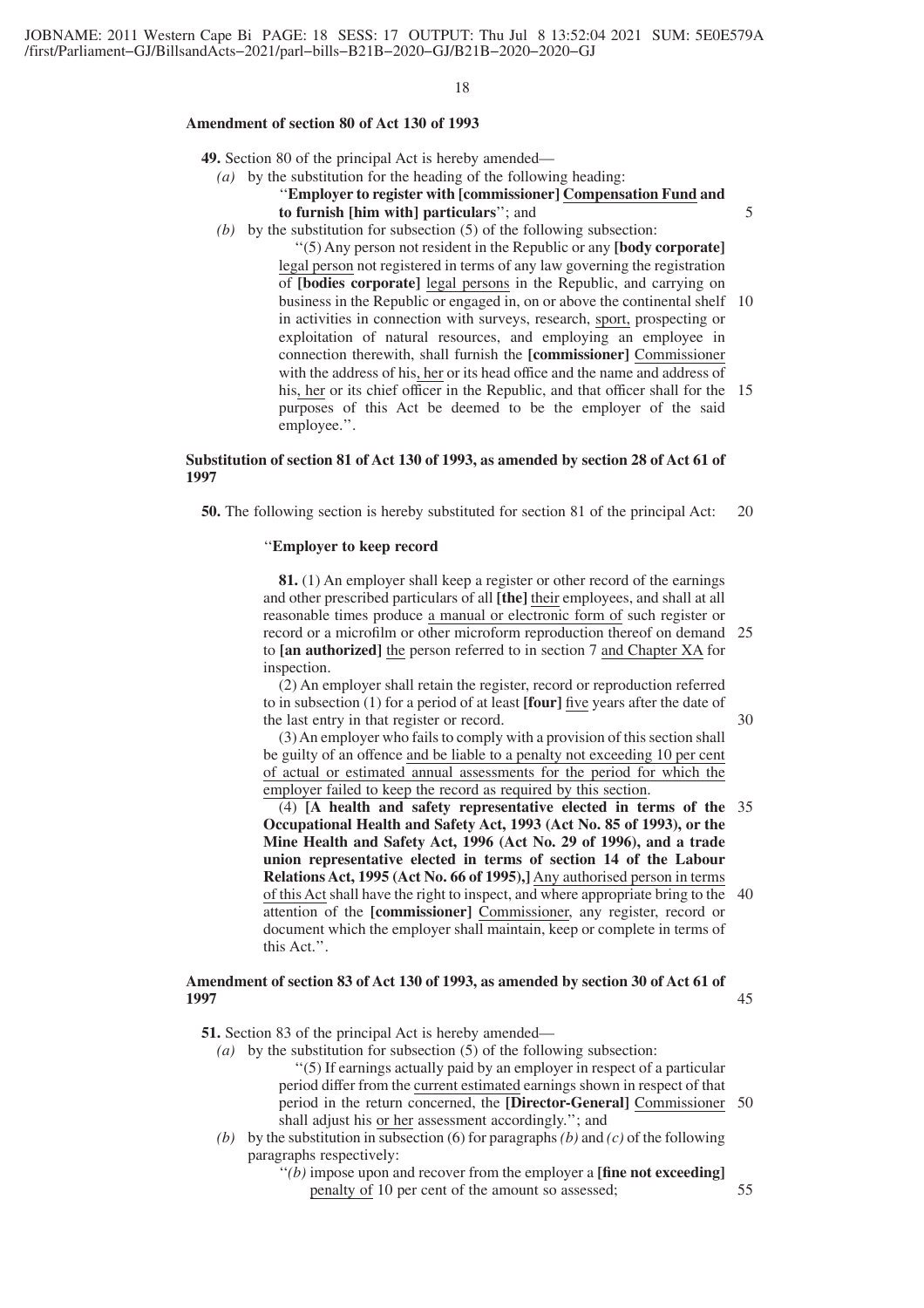**Amendment of section 80 of Act 130 of 1993**

**49.** Section 80 of the principal Act is hereby amended—

*(a)* by the substitution for the heading of the following heading:

''**Employer to register with [commissioner] Compensation Fund and to furnish [him with] particulars**''; and

*(b)* by the substitution for subsection (5) of the following subsection:

''(5) Any person not resident in the Republic or any **[body corporate]** legal person not registered in terms of any law governing the registration of **[bodies corporate]** legal persons in the Republic, and carrying on business in the Republic or engaged in, on or above the continental shelf in activities in connection with surveys, research, sport, prospecting or exploitation of natural resources, and employing an employee in connection therewith, shall furnish the **[commissioner]** Commissioner with the address of his, her or its head office and the name and address of his, her or its chief officer in the Republic, and that officer shall for the purposes of this Act be deemed to be the employer of the said employee.''.

**Substitution of section 81 of Act 130 of 1993, as amended by section 28 of Act 61 of 1997**

**50.** The following section is hereby substituted for section 81 of the principal Act:

''**Employer to keep record**

**81.** (1) An employer shall keep a register or other record of the earnings and other prescribed particulars of all **[the]** their employees, and shall at all reasonable times produce a manual or electronic form of such register or record or a microfilm or other microform reproduction thereof on demand to **[an authorized]** the person referred to in section 7 and Chapter XA for inspection.

(2) An employer shall retain the register, record or reproduction referred to in subsection (1) for a period of at least **[four]** five years after the date of the last entry in that register or record.

(3) An employer who fails to comply with a provision of this section shall be guilty of an offence and be liable to a penalty not exceeding 10 per cent of actual or estimated annual assessments for the period for which the employer failed to keep the record as required by this section.

(4) **[A health and safety representative elected in terms of the Occupational Health and Safety Act, 1993 (Act No. 85 of 1993), or the Mine Health and Safety Act, 1996 (Act No. 29 of 1996), and a trade union representative elected in terms of section 14 of the Labour Relations Act, 1995 (Act No. 66 of 1995),]** Any authorised person in terms of this Act shall have the right to inspect, and where appropriate bring to the attention of the **[commissioner]** Commissioner, any register, record or document which the employer shall maintain, keep or complete in terms of this Act.''.

**Amendment of section 83 of Act 130 of 1993, as amended by section 30 of Act 61 of 1997**

**51.** Section 83 of the principal Act is hereby amended—

*(a)* by the substitution for subsection (5) of the following subsection:

''(5) If earnings actually paid by an employer in respect of a particular period differ from the current estimated earnings shown in respect of that period in the return concerned, the **[Director-General]** Commissioner shall adjust his or her assessment accordingly.''; and

*(b)* by the substitution in subsection (6) for paragraphs *(b)* and *(c)* of the following paragraphs respectively:

''*(b)* impose upon and recover from the employer a **[fine not exceeding]** penalty of 10 per cent of the amount so assessed;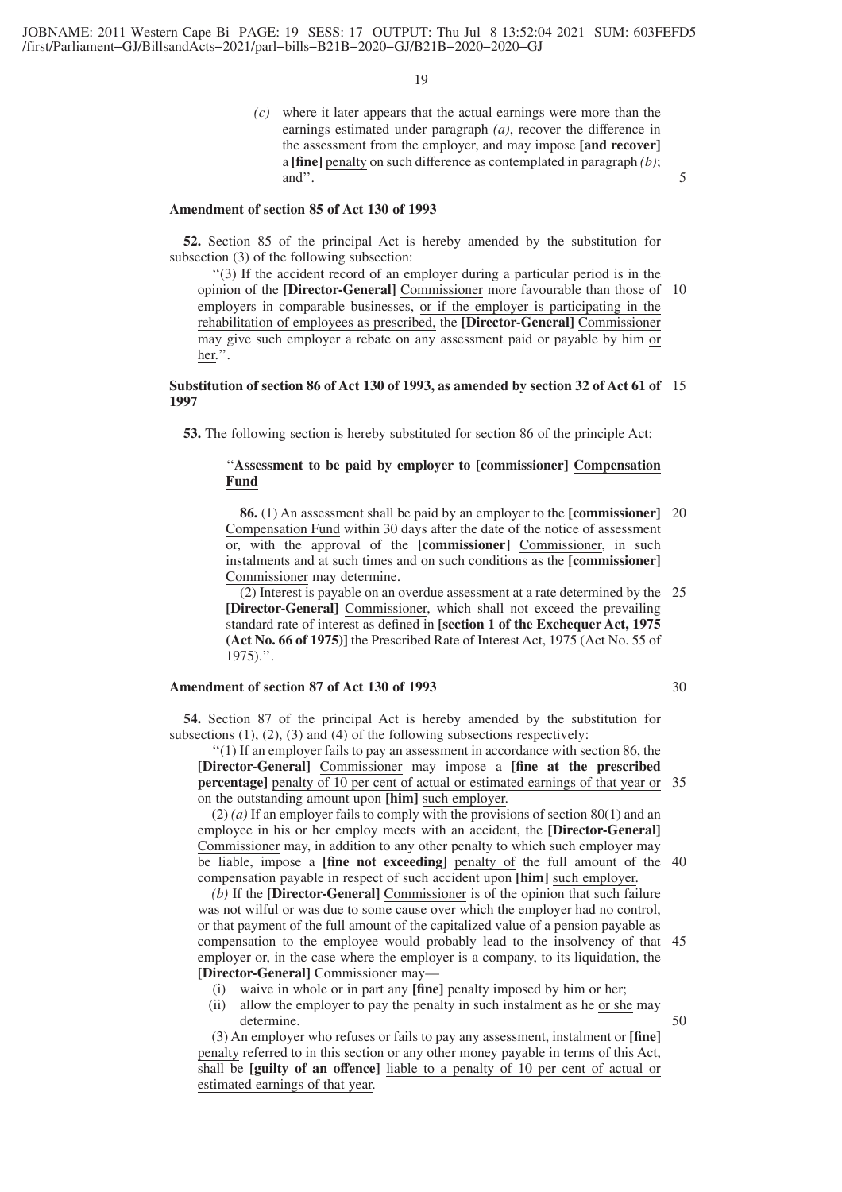*(c)* where it later appears that the actual earnings were more than the earnings estimated under paragraph *(a)*, recover the difference in the assessment from the employer, and may impose **[and recover]** a **[fine]** penalty on such difference as contemplated in paragraph *(b)*; and''.

**Amendment of section 85 of Act 130 of 1993**

**52.** Section 85 of the principal Act is hereby amended by the substitution for subsection (3) of the following subsection:

''(3) If the accident record of an employer during a particular period is in the opinion of the **[Director-General]** Commissioner more favourable than those of employers in comparable businesses, or if the employer is participating in the rehabilitation of employees as prescribed, the **[Director-General]** Commissioner may give such employer a rebate on any assessment paid or payable by him or her.''.

**Substitution of section 86 of Act 130 of 1993, as amended by section 32 of Act 61 of 1997**

**53.** The following section is hereby substituted for section 86 of the principle Act:

''**Assessment to be paid by employer to [commissioner] Compensation Fund**

**86.** (1) An assessment shall be paid by an employer to the **[commissioner]** Compensation Fund within 30 days after the date of the notice of assessment or, with the approval of the **[commissioner]** Commissioner, in such instalments and at such times and on such conditions as the **[commissioner]** Commissioner may determine.

(2) Interest is payable on an overdue assessment at a rate determined by the **[Director-General]** Commissioner, which shall not exceed the prevailing standard rate of interest as defined in **[section 1 of the Exchequer Act, 1975 (Act No. 66 of 1975)]** the Prescribed Rate of Interest Act, 1975 (Act No. 55 of 1975).''.

**Amendment of section 87 of Act 130 of 1993**

**54.** Section 87 of the principal Act is hereby amended by the substitution for subsections (1), (2), (3) and (4) of the following subsections respectively:

''(1) If an employer fails to pay an assessment in accordance with section 86, the **[Director-General]** Commissioner may impose a **[fine at the prescribed percentage]** penalty of 10 per cent of actual or estimated earnings of that year or on the outstanding amount upon **[him]** such employer.

(2) *(a)* If an employer fails to comply with the provisions of section 80(1) and an employee in his or her employ meets with an accident, the **[Director-General]** Commissioner may, in addition to any other penalty to which such employer may be liable, impose a **[fine not exceeding]** penalty of the full amount of the compensation payable in respect of such accident upon **[him]** such employer.

*(b)* If the **[Director-General]** Commissioner is of the opinion that such failure was not wilful or was due to some cause over which the employer had no control, or that payment of the full amount of the capitalized value of a pension payable as compensation to the employee would probably lead to the insolvency of that employer or, in the case where the employer is a company, to its liquidation, the **[Director-General]** Commissioner may—

(i) waive in whole or in part any **[fine]** penalty imposed by him or her;

(ii) allow the employer to pay the penalty in such instalment as he or she may determine.

(3) An employer who refuses or fails to pay any assessment, instalment or **[fine]** penalty referred to in this section or any other money payable in terms of this Act, shall be **[guilty of an offence]** liable to a penalty of 10 per cent of actual or estimated earnings of that year.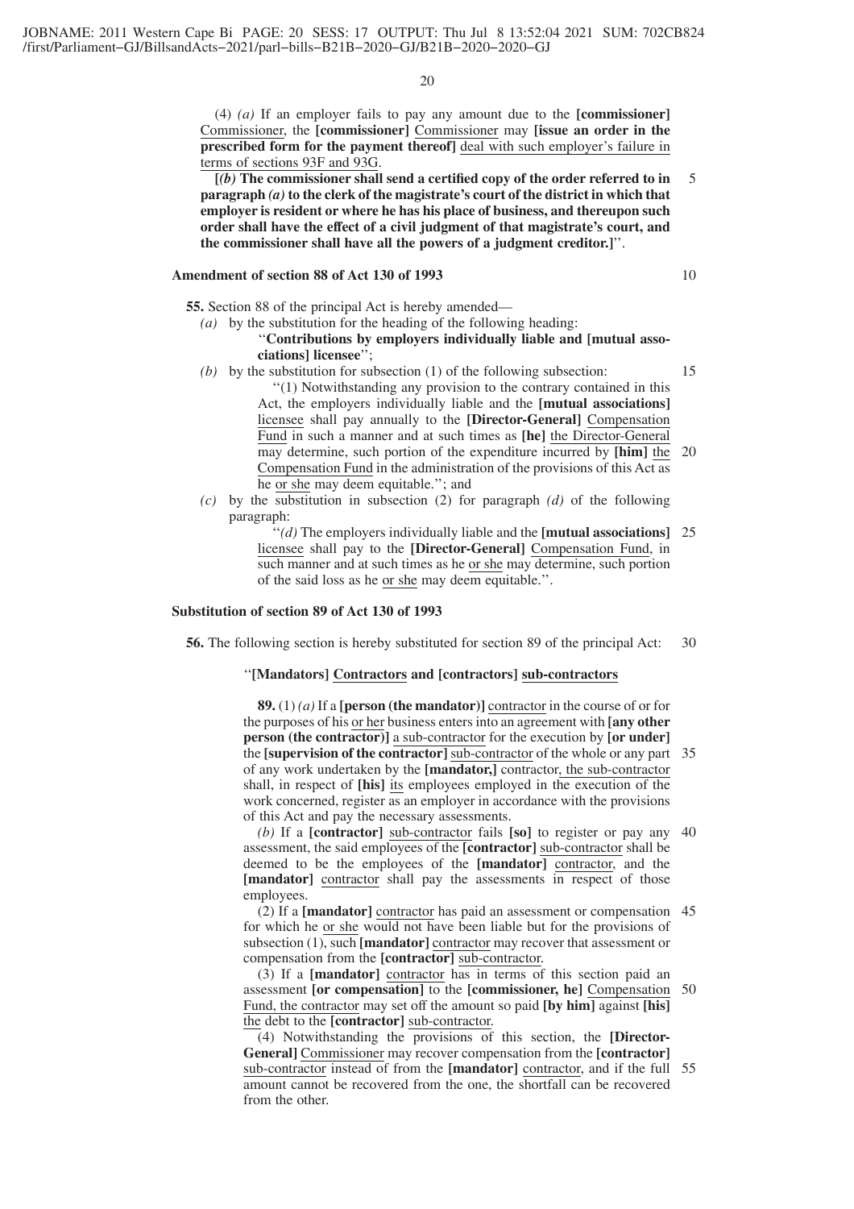(4) *(a)* If an employer fails to pay any amount due to the **[commissioner]** Commissioner, the **[commissioner]** Commissioner may **[issue an order in the prescribed form for the payment thereof]** deal with such employer's failure in terms of sections 93F and 93G.

**[*(b)* The commissioner shall send a certified copy of the order referred to in paragraph *(a)* to the clerk of the magistrate's court of the district in which that employer is resident or where he has his place of business, and thereupon such order shall have the effect of a civil judgment of that magistrate's court, and the commissioner shall have all the powers of a judgment creditor.]**''.

**Amendment of section 88 of Act 130 of 1993**

**55.** Section 88 of the principal Act is hereby amended—

*(a)* by the substitution for the heading of the following heading:

''**Contributions by employers individually liable and [mutual associations] licensee**'';

*(b)* by the substitution for subsection (1) of the following subsection:

''(1) Notwithstanding any provision to the contrary contained in this Act, the employers individually liable and the **[mutual associations]** licensee shall pay annually to the **[Director-General]** Compensation Fund in such a manner and at such times as **[he]** the Director-General may determine, such portion of the expenditure incurred by **[him]** the Compensation Fund in the administration of the provisions of this Act as he or she may deem equitable.''; and

*(c)* by the substitution in subsection (2) for paragraph *(d)* of the following paragraph:

''*(d)* The employers individually liable and the **[mutual associations]** licensee shall pay to the **[Director-General]** Compensation Fund, in such manner and at such times as he or she may determine, such portion of the said loss as he or she may deem equitable.''.

**Substitution of section 89 of Act 130 of 1993**

**56.** The following section is hereby substituted for section 89 of the principal Act:

''**[Mandators] Contractors and [contractors] sub-contractors**

**89.** (1) *(a)* If a **[person (the mandator)]** contractor in the course of or for the purposes of his or her business enters into an agreement with **[any other person (the contractor)]** a sub-contractor for the execution by **[or under]** the **[supervision of the contractor]** sub-contractor of the whole or any part of any work undertaken by the **[mandator,]** contractor, the sub-contractor shall, in respect of **[his]** its employees employed in the execution of the work concerned, register as an employer in accordance with the provisions of this Act and pay the necessary assessments.

*(b)* If a **[contractor]** sub-contractor fails **[so]** to register or pay any assessment, the said employees of the **[contractor]** sub-contractor shall be deemed to be the employees of the **[mandator]** contractor, and the **[mandator]** contractor shall pay the assessments in respect of those employees.

(2) If a **[mandator]** contractor has paid an assessment or compensation for which he or she would not have been liable but for the provisions of subsection (1), such **[mandator]** contractor may recover that assessment or compensation from the **[contractor]** sub-contractor.

(3) If a **[mandator]** contractor has in terms of this section paid an assessment **[or compensation]** to the **[commissioner, he]** Compensation Fund, the contractor may set off the amount so paid **[by him]** against **[his]** the debt to the **[contractor]** sub-contractor.

(4) Notwithstanding the provisions of this section, the **[Director-General]** Commissioner may recover compensation from the **[contractor]** sub-contractor instead of from the **[mandator]** contractor, and if the full amount cannot be recovered from the one, the shortfall can be recovered from the other.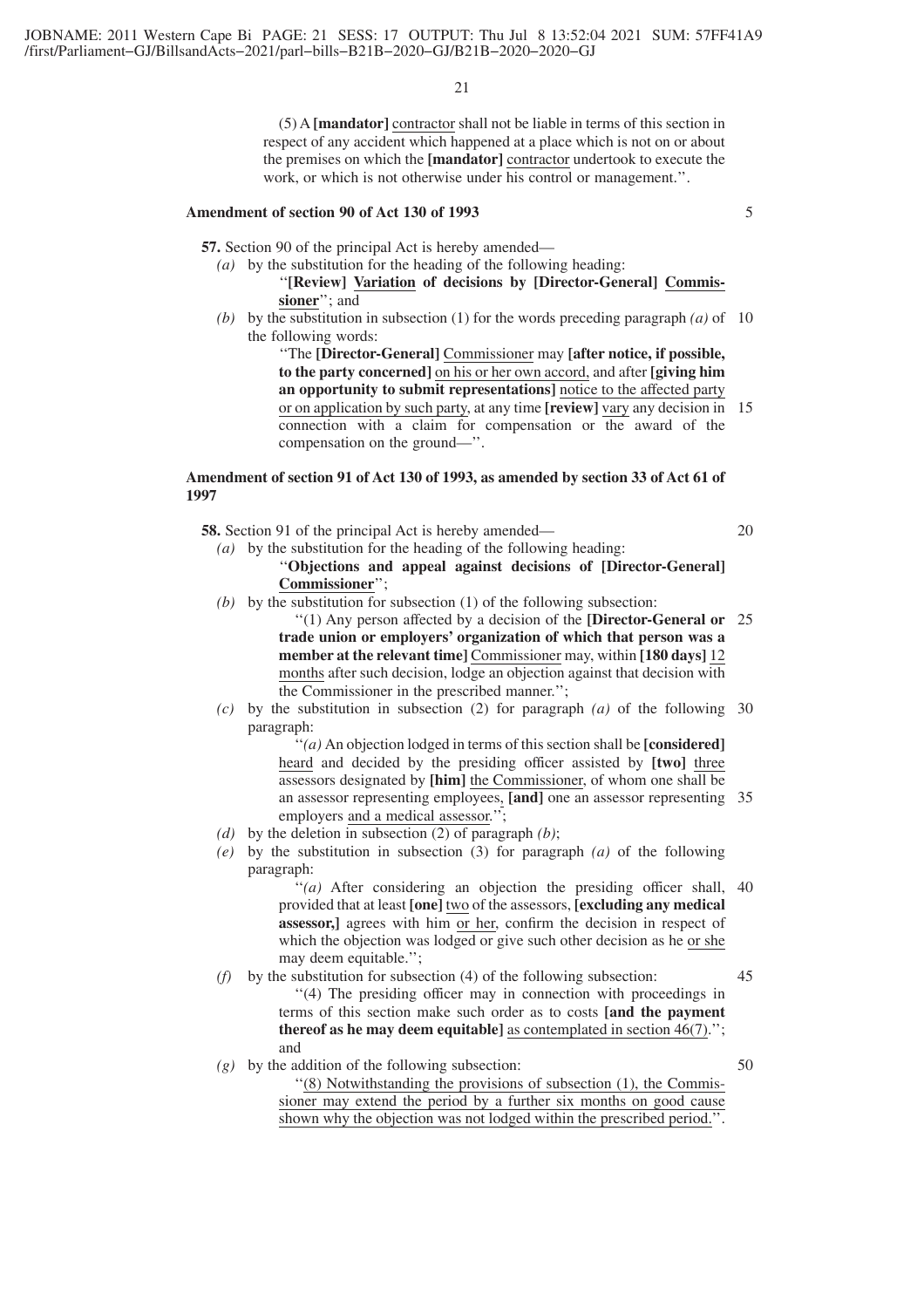(5) A **[mandator]** <u>contractor</u> shall not be liable in terms of this section in respect of any accident which happened at a place which is not on or about the premises on which the **[mandator]** <u>contractor</u> undertook to execute the work, or which is not otherwise under his control or management.''.

**Amendment of section 90 of Act 130 of 1993**

**57.** Section 90 of the principal Act is hereby amended—

*(a)* by the substitution for the heading of the following heading:

''**[Review]** <u>**Variation**</u> **of decisions by [Director-General]** <u>**Commissioner**</u>''; and

*(b)* by the substitution in subsection (1) for the words preceding paragraph *(a)* of the following words:

''The **[Director-General]** <u>Commissioner</u> may **[after notice, if possible, to the party concerned]** <u>on his or her own accord,</u> and after **[giving him an opportunity to submit representations]** <u>notice to the affected party or on application by such party</u>, at any time **[review]** <u>vary</u> any decision in connection with a claim for compensation or the award of the compensation on the ground—''.

**Amendment of section 91 of Act 130 of 1993, as amended by section 33 of Act 61 of 1997**

**58.** Section 91 of the principal Act is hereby amended—

*(a)* by the substitution for the heading of the following heading:

''**Objections and appeal against decisions of [Director-General]** <u>**Commissioner**</u>'';

*(b)* by the substitution for subsection (1) of the following subsection:

''(1) Any person affected by a decision of the **[Director-General or trade union or employers' organization of which that person was a member at the relevant time]** <u>Commissioner</u> may, within **[180 days]** <u>12 months</u> after such decision, lodge an objection against that decision with the Commissioner in the prescribed manner.'';

*(c)* by the substitution in subsection (2) for paragraph *(a)* of the following paragraph:

''*(a)* An objection lodged in terms of this section shall be **[considered]** <u>heard</u> and decided by the presiding officer assisted by **[two]** <u>three</u> assessors designated by **[him]** <u>the Commissioner</u>, of whom one shall be an assessor representing employees, **[and]** one an assessor representing employers <u>and a medical assessor</u>.'';

*(d)* by the deletion in subsection (2) of paragraph *(b)*;

*(e)* by the substitution in subsection (3) for paragraph *(a)* of the following paragraph:

''*(a)* After considering an objection the presiding officer shall, provided that at least **[one]** <u>two</u> of the assessors, **[excluding any medical assessor,]** agrees with him <u>or her</u>, confirm the decision in respect of which the objection was lodged or give such other decision as he <u>or she</u> may deem equitable.'';

*(f)* by the substitution for subsection (4) of the following subsection:

''(4) The presiding officer may in connection with proceedings in terms of this section make such order as to costs **[and the payment thereof as he may deem equitable]** <u>as contemplated in section 46(7)</u>.''; and

*(g)* by the addition of the following subsection:

''<u>(8) Notwithstanding the provisions of subsection (1), the Commissioner may extend the period by a further six months on good cause shown why the objection was not lodged within the prescribed period.</u>''.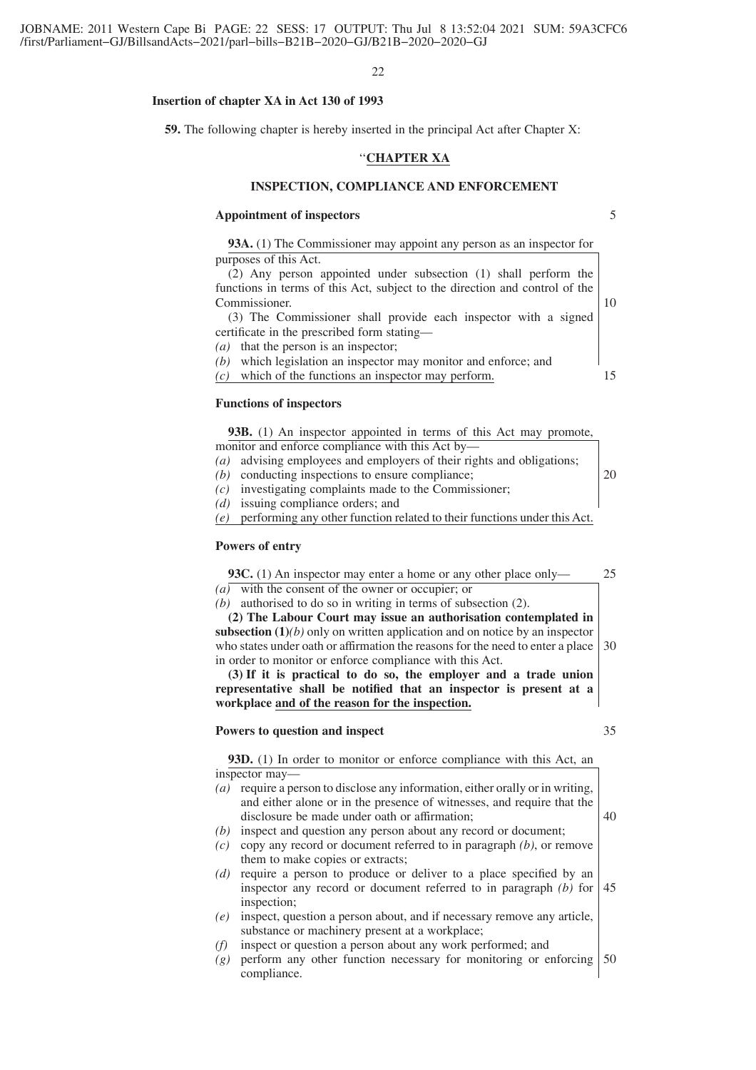**Insertion of chapter XA in Act 130 of 1993**

**59.** The following chapter is hereby inserted in the principal Act after Chapter X:

"**CHAPTER XA**

**INSPECTION, COMPLIANCE AND ENFORCEMENT**

**Appointment of inspectors**

**93A.** (1) The Commissioner may appoint any person as an inspector for purposes of this Act.

(2) Any person appointed under subsection (1) shall perform the functions in terms of this Act, subject to the direction and control of the Commissioner.

(3) The Commissioner shall provide each inspector with a signed certificate in the prescribed form stating—

*(a)* that the person is an inspector;
*(b)* which legislation an inspector may monitor and enforce; and
*(c)* which of the functions an inspector may perform.

**Functions of inspectors**

**93B.** (1) An inspector appointed in terms of this Act may promote, monitor and enforce compliance with this Act by—

*(a)* advising employees and employers of their rights and obligations;
*(b)* conducting inspections to ensure compliance;
*(c)* investigating complaints made to the Commissioner;
*(d)* issuing compliance orders; and
*(e)* performing any other function related to their functions under this Act.

**Powers of entry**

**93C.** (1) An inspector may enter a home or any other place only—

*(a)* with the consent of the owner or occupier; or
*(b)* authorised to do so in writing in terms of subsection (2).

**(2) The Labour Court may issue an authorisation contemplated in subsection (1)***(b)* only on written application and on notice by an inspector who states under oath or affirmation the reasons for the need to enter a place in order to monitor or enforce compliance with this Act.

**(3) If it is practical to do so, the employer and a trade union representative shall be notified that an inspector is present at a workplace** and of the reason for the inspection.

**Powers to question and inspect**

**93D.** (1) In order to monitor or enforce compliance with this Act, an inspector may—

*(a)* require a person to disclose any information, either orally or in writing, and either alone or in the presence of witnesses, and require that the disclosure be made under oath or affirmation;
*(b)* inspect and question any person about any record or document;
*(c)* copy any record or document referred to in paragraph *(b)*, or remove them to make copies or extracts;
*(d)* require a person to produce or deliver to a place specified by an inspector any record or document referred to in paragraph *(b)* for inspection;
*(e)* inspect, question a person about, and if necessary remove any article, substance or machinery present at a workplace;
*(f)* inspect or question a person about any work performed; and
*(g)* perform any other function necessary for monitoring or enforcing compliance.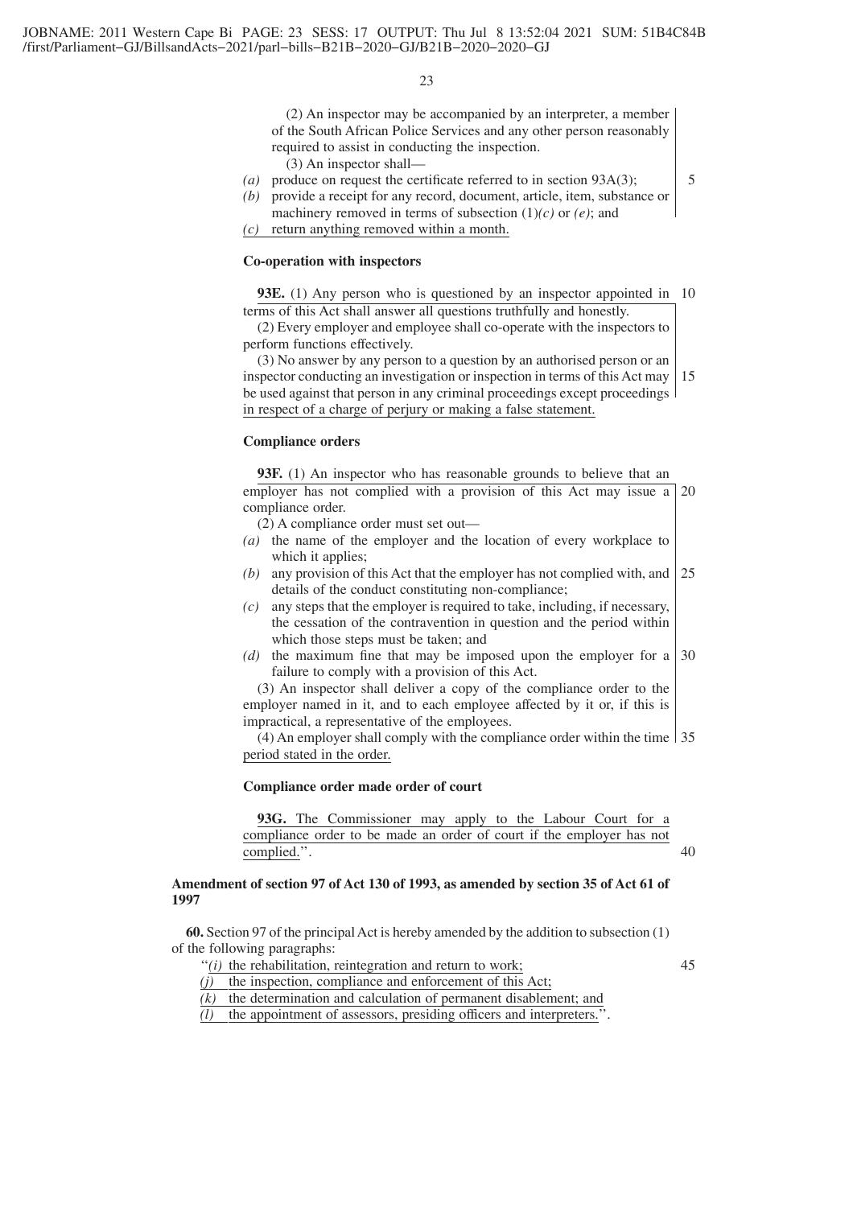(2) An inspector may be accompanied by an interpreter, a member of the South African Police Services and any other person reasonably required to assist in conducting the inspection.

(3) An inspector shall—

*(a)* produce on request the certificate referred to in section 93A(3);

*(b)* provide a receipt for any record, document, article, item, substance or machinery removed in terms of subsection (1)*(c)* or *(e)*; and

*(c)* return anything removed within a month.

**Co-operation with inspectors**

**93E.** (1) Any person who is questioned by an inspector appointed in terms of this Act shall answer all questions truthfully and honestly.

(2) Every employer and employee shall co-operate with the inspectors to perform functions effectively.

(3) No answer by any person to a question by an authorised person or an inspector conducting an investigation or inspection in terms of this Act may be used against that person in any criminal proceedings except proceedings in respect of a charge of perjury or making a false statement.

**Compliance orders**

**93F.** (1) An inspector who has reasonable grounds to believe that an employer has not complied with a provision of this Act may issue a compliance order.

(2) A compliance order must set out—

*(a)* the name of the employer and the location of every workplace to which it applies;

*(b)* any provision of this Act that the employer has not complied with, and details of the conduct constituting non-compliance;

*(c)* any steps that the employer is required to take, including, if necessary, the cessation of the contravention in question and the period within which those steps must be taken; and

*(d)* the maximum fine that may be imposed upon the employer for a failure to comply with a provision of this Act.

(3) An inspector shall deliver a copy of the compliance order to the employer named in it, and to each employee affected by it or, if this is impractical, a representative of the employees.

(4) An employer shall comply with the compliance order within the time period stated in the order.

**Compliance order made order of court**

**93G.** The Commissioner may apply to the Labour Court for a compliance order to be made an order of court if the employer has not complied.''.

**Amendment of section 97 of Act 130 of 1993, as amended by section 35 of Act 61 of 1997**

**60.** Section 97 of the principal Act is hereby amended by the addition to subsection (1) of the following paragraphs:

''*(i)* the rehabilitation, reintegration and return to work;

*(j)* the inspection, compliance and enforcement of this Act;

*(k)* the determination and calculation of permanent disablement; and

*(l)* the appointment of assessors, presiding officers and interpreters.''.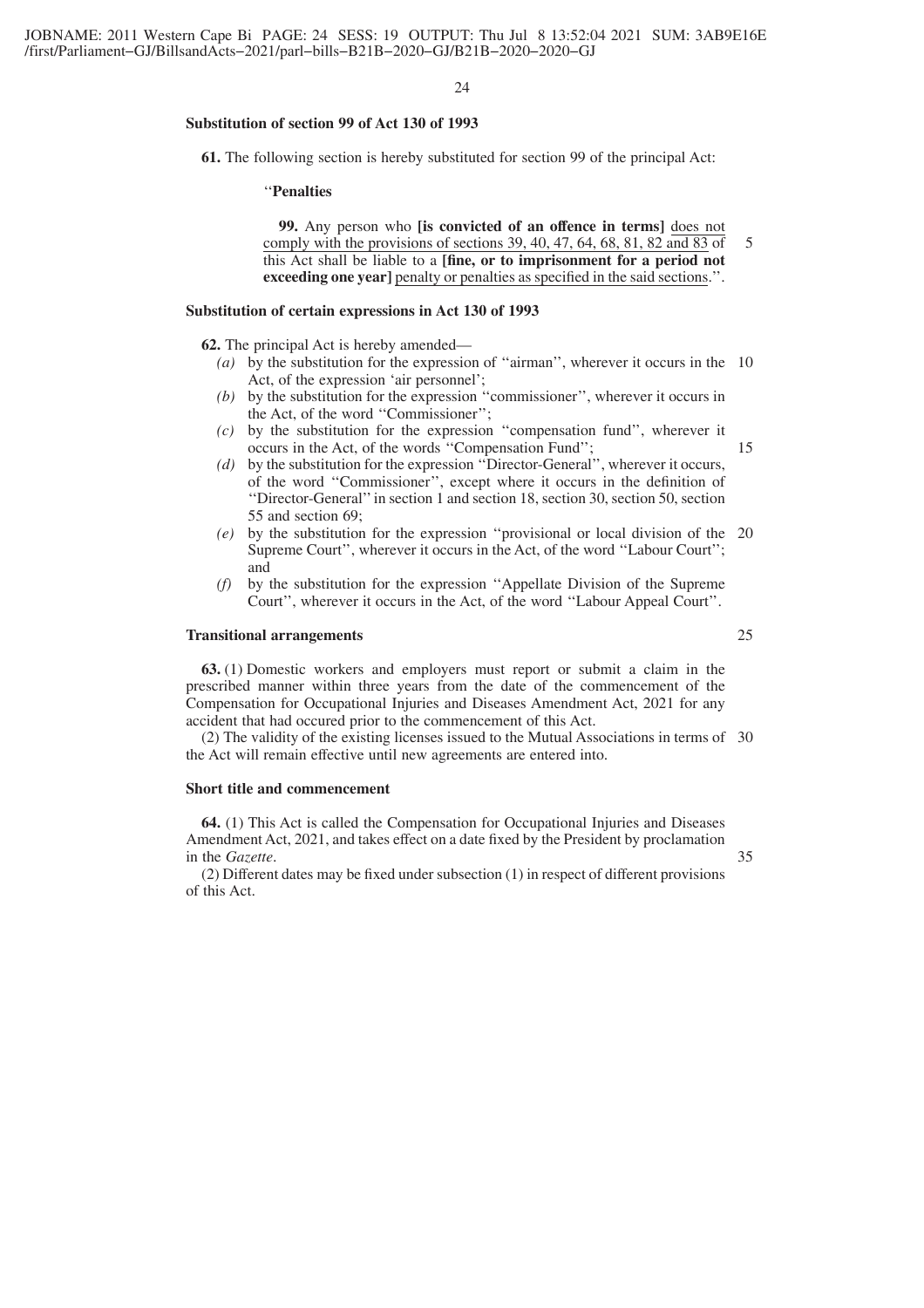**Substitution of section 99 of Act 130 of 1993**

**61.** The following section is hereby substituted for section 99 of the principal Act:

''**Penalties**

**99.** Any person who **[is convicted of an offence in terms]** does not comply with the provisions of sections 39, 40, 47, 64, 68, 81, 82 and 83 of this Act shall be liable to a **[fine, or to imprisonment for a period not exceeding one year]** penalty or penalties as specified in the said sections.''.

**Substitution of certain expressions in Act 130 of 1993**

**62.** The principal Act is hereby amended—

*(a)* by the substitution for the expression of ''airman'', wherever it occurs in the Act, of the expression 'air personnel';

*(b)* by the substitution for the expression ''commissioner'', wherever it occurs in the Act, of the word ''Commissioner'';

*(c)* by the substitution for the expression ''compensation fund'', wherever it occurs in the Act, of the words ''Compensation Fund'';

*(d)* by the substitution for the expression ''Director-General'', wherever it occurs, of the word ''Commissioner'', except where it occurs in the definition of ''Director-General'' in section 1 and section 18, section 30, section 50, section 55 and section 69;

*(e)* by the substitution for the expression ''provisional or local division of the Supreme Court'', wherever it occurs in the Act, of the word ''Labour Court''; and

*(f)* by the substitution for the expression ''Appellate Division of the Supreme Court'', wherever it occurs in the Act, of the word ''Labour Appeal Court''.

**Transitional arrangements**

**63.** (1) Domestic workers and employers must report or submit a claim in the prescribed manner within three years from the date of the commencement of the Compensation for Occupational Injuries and Diseases Amendment Act, 2021 for any accident that had occured prior to the commencement of this Act.

(2) The validity of the existing licenses issued to the Mutual Associations in terms of the Act will remain effective until new agreements are entered into.

**Short title and commencement**

**64.** (1) This Act is called the Compensation for Occupational Injuries and Diseases Amendment Act, 2021, and takes effect on a date fixed by the President by proclamation in the *Gazette*.

(2) Different dates may be fixed under subsection (1) in respect of different provisions of this Act.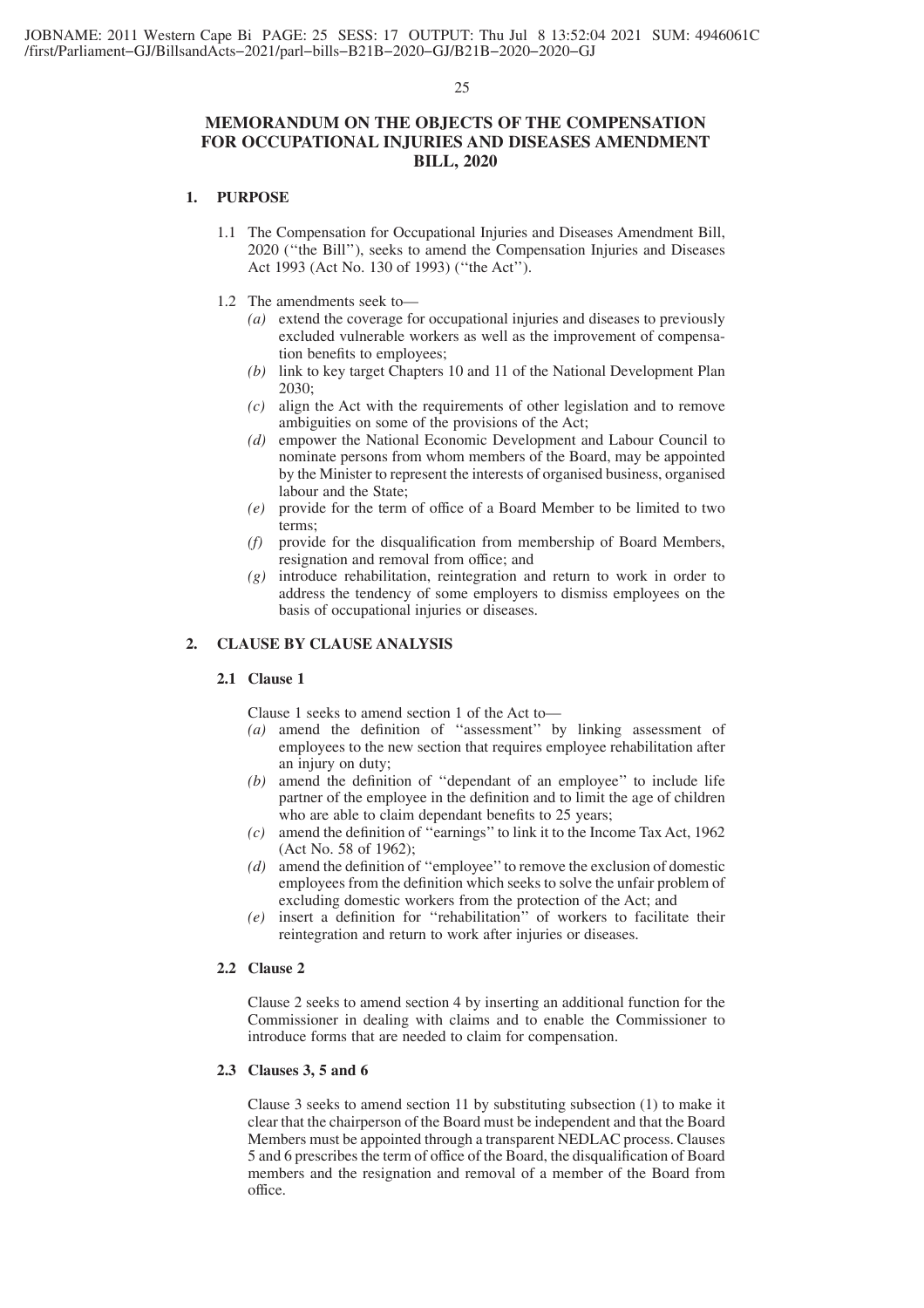# MEMORANDUM ON THE OBJECTS OF THE COMPENSATION FOR OCCUPATIONAL INJURIES AND DISEASES AMENDMENT BILL, 2020

## 1. PURPOSE

1.1 The Compensation for Occupational Injuries and Diseases Amendment Bill, 2020 (''the Bill''), seeks to amend the Compensation Injuries and Diseases Act 1993 (Act No. 130 of 1993) (''the Act'').

1.2 The amendments seek to—

*(a)* extend the coverage for occupational injuries and diseases to previously excluded vulnerable workers as well as the improvement of compensation benefits to employees;

*(b)* link to key target Chapters 10 and 11 of the National Development Plan 2030;

*(c)* align the Act with the requirements of other legislation and to remove ambiguities on some of the provisions of the Act;

*(d)* empower the National Economic Development and Labour Council to nominate persons from whom members of the Board, may be appointed by the Minister to represent the interests of organised business, organised labour and the State;

*(e)* provide for the term of office of a Board Member to be limited to two terms;

*(f)* provide for the disqualification from membership of Board Members, resignation and removal from office; and

*(g)* introduce rehabilitation, reintegration and return to work in order to address the tendency of some employers to dismiss employees on the basis of occupational injuries or diseases.

## 2. CLAUSE BY CLAUSE ANALYSIS

### 2.1 Clause 1

Clause 1 seeks to amend section 1 of the Act to—

*(a)* amend the definition of ''assessment'' by linking assessment of employees to the new section that requires employee rehabilitation after an injury on duty;

*(b)* amend the definition of ''dependant of an employee'' to include life partner of the employee in the definition and to limit the age of children who are able to claim dependant benefits to 25 years;

*(c)* amend the definition of ''earnings'' to link it to the Income Tax Act, 1962 (Act No. 58 of 1962);

*(d)* amend the definition of ''employee'' to remove the exclusion of domestic employees from the definition which seeks to solve the unfair problem of excluding domestic workers from the protection of the Act; and

*(e)* insert a definition for ''rehabilitation'' of workers to facilitate their reintegration and return to work after injuries or diseases.

### 2.2 Clause 2

Clause 2 seeks to amend section 4 by inserting an additional function for the Commissioner in dealing with claims and to enable the Commissioner to introduce forms that are needed to claim for compensation.

### 2.3 Clauses 3, 5 and 6

Clause 3 seeks to amend section 11 by substituting subsection (1) to make it clear that the chairperson of the Board must be independent and that the Board Members must be appointed through a transparent NEDLAC process. Clauses 5 and 6 prescribes the term of office of the Board, the disqualification of Board members and the resignation and removal of a member of the Board from office.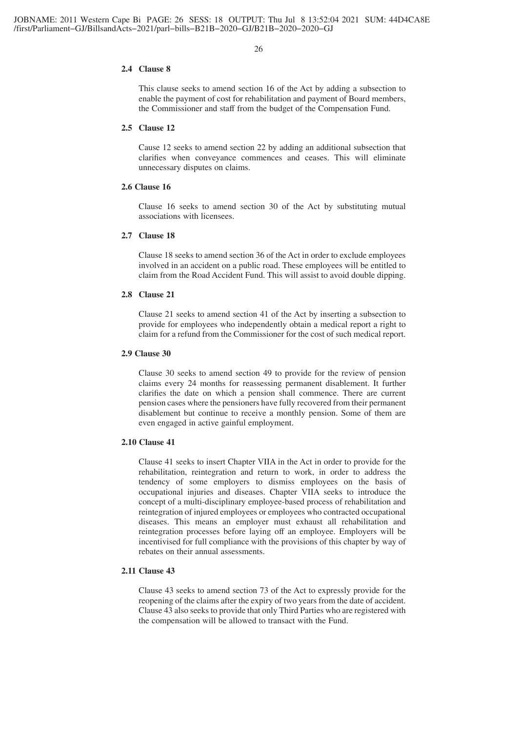### 2.4 Clause 8

This clause seeks to amend section 16 of the Act by adding a subsection to enable the payment of cost for rehabilitation and payment of Board members, the Commissioner and staff from the budget of the Compensation Fund.

### 2.5 Clause 12

Cause 12 seeks to amend section 22 by adding an additional subsection that clarifies when conveyance commences and ceases. This will eliminate unnecessary disputes on claims.

### 2.6 Clause 16

Clause 16 seeks to amend section 30 of the Act by substituting mutual associations with licensees.

### 2.7 Clause 18

Clause 18 seeks to amend section 36 of the Act in order to exclude employees involved in an accident on a public road. These employees will be entitled to claim from the Road Accident Fund. This will assist to avoid double dipping.

### 2.8 Clause 21

Clause 21 seeks to amend section 41 of the Act by inserting a subsection to provide for employees who independently obtain a medical report a right to claim for a refund from the Commissioner for the cost of such medical report.

### 2.9 Clause 30

Clause 30 seeks to amend section 49 to provide for the review of pension claims every 24 months for reassessing permanent disablement. It further clarifies the date on which a pension shall commence. There are current pension cases where the pensioners have fully recovered from their permanent disablement but continue to receive a monthly pension. Some of them are even engaged in active gainful employment.

### 2.10 Clause 41

Clause 41 seeks to insert Chapter VIIA in the Act in order to provide for the rehabilitation, reintegration and return to work, in order to address the tendency of some employers to dismiss employees on the basis of occupational injuries and diseases. Chapter VIIA seeks to introduce the concept of a multi-disciplinary employee-based process of rehabilitation and reintegration of injured employees or employees who contracted occupational diseases. This means an employer must exhaust all rehabilitation and reintegration processes before laying off an employee. Employers will be incentivised for full compliance with the provisions of this chapter by way of rebates on their annual assessments.

### 2.11 Clause 43

Clause 43 seeks to amend section 73 of the Act to expressly provide for the reopening of the claims after the expiry of two years from the date of accident. Clause 43 also seeks to provide that only Third Parties who are registered with the compensation will be allowed to transact with the Fund.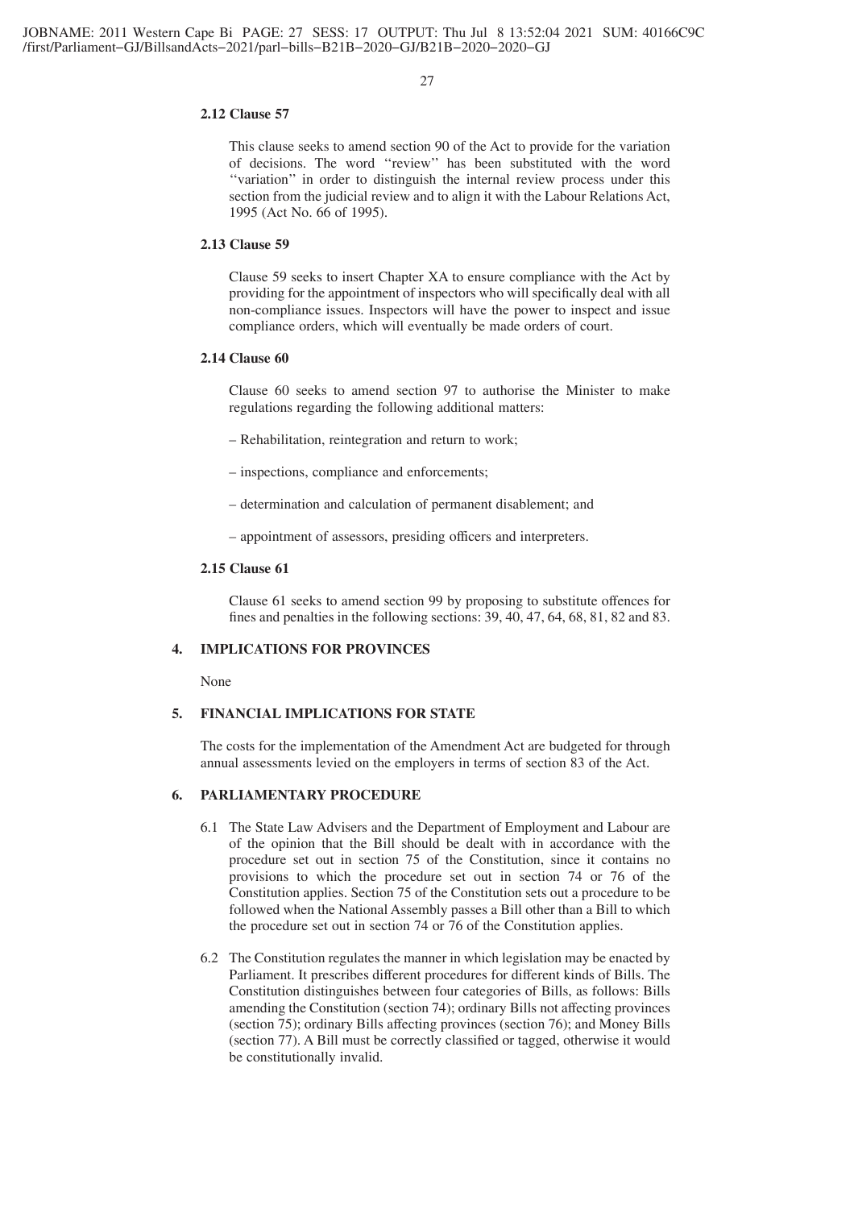### 2.12 Clause 57

This clause seeks to amend section 90 of the Act to provide for the variation of decisions. The word ''review'' has been substituted with the word ''variation'' in order to distinguish the internal review process under this section from the judicial review and to align it with the Labour Relations Act, 1995 (Act No. 66 of 1995).

### 2.13 Clause 59

Clause 59 seeks to insert Chapter XA to ensure compliance with the Act by providing for the appointment of inspectors who will specifically deal with all non-compliance issues. Inspectors will have the power to inspect and issue compliance orders, which will eventually be made orders of court.

### 2.14 Clause 60

Clause 60 seeks to amend section 97 to authorise the Minister to make regulations regarding the following additional matters:

– Rehabilitation, reintegration and return to work;

– inspections, compliance and enforcements;

– determination and calculation of permanent disablement; and

– appointment of assessors, presiding officers and interpreters.

### 2.15 Clause 61

Clause 61 seeks to amend section 99 by proposing to substitute offences for fines and penalties in the following sections: 39, 40, 47, 64, 68, 81, 82 and 83.

## 4. IMPLICATIONS FOR PROVINCES

None

## 5. FINANCIAL IMPLICATIONS FOR STATE

The costs for the implementation of the Amendment Act are budgeted for through annual assessments levied on the employers in terms of section 83 of the Act.

## 6. PARLIAMENTARY PROCEDURE

6.1 The State Law Advisers and the Department of Employment and Labour are of the opinion that the Bill should be dealt with in accordance with the procedure set out in section 75 of the Constitution, since it contains no provisions to which the procedure set out in section 74 or 76 of the Constitution applies. Section 75 of the Constitution sets out a procedure to be followed when the National Assembly passes a Bill other than a Bill to which the procedure set out in section 74 or 76 of the Constitution applies.

6.2 The Constitution regulates the manner in which legislation may be enacted by Parliament. It prescribes different procedures for different kinds of Bills. The Constitution distinguishes between four categories of Bills, as follows: Bills amending the Constitution (section 74); ordinary Bills not affecting provinces (section 75); ordinary Bills affecting provinces (section 76); and Money Bills (section 77). A Bill must be correctly classified or tagged, otherwise it would be constitutionally invalid.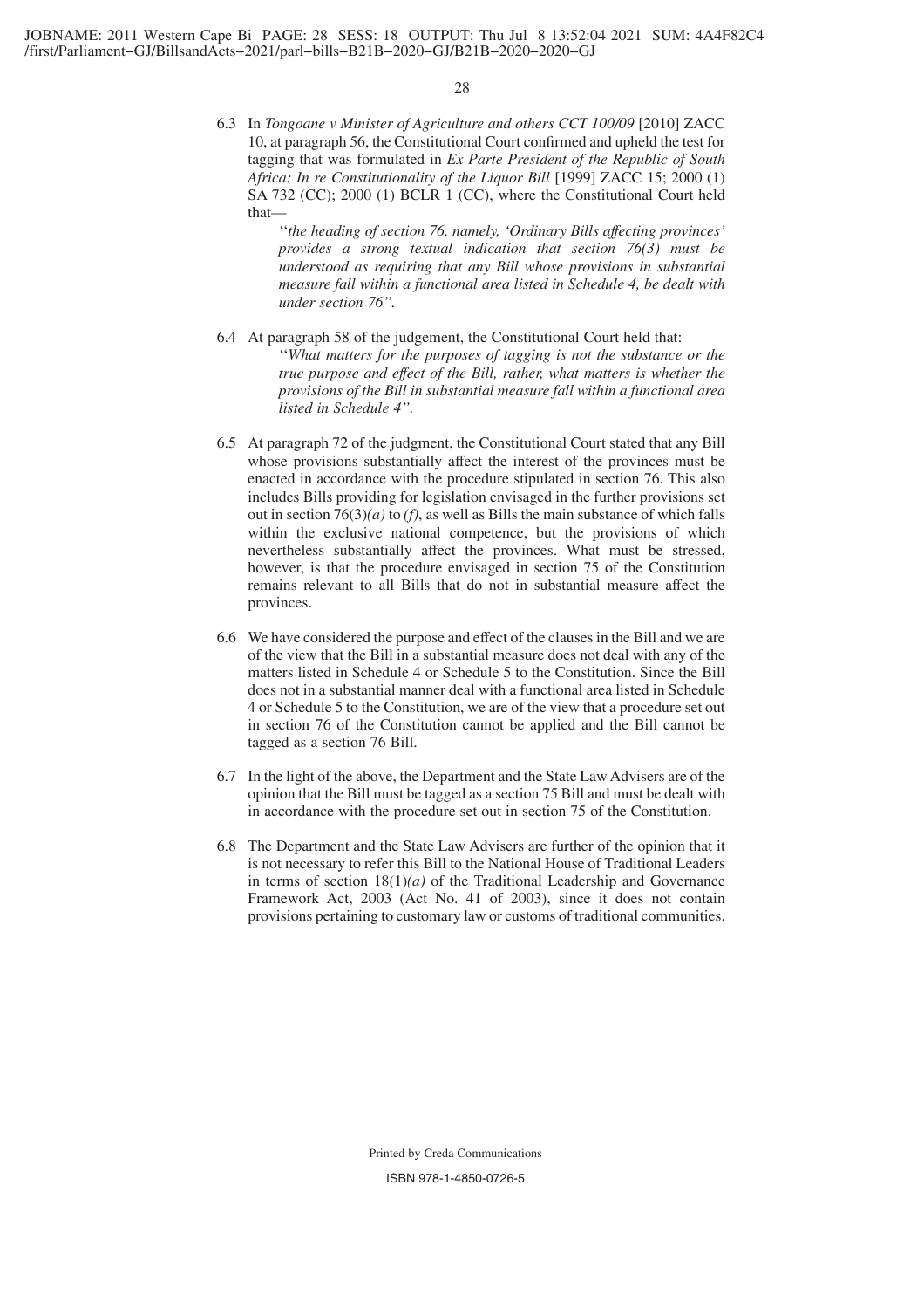6.3 In *Tongoane v Minister of Agriculture and others CCT 100/09* [2010] ZACC 10, at paragraph 56, the Constitutional Court confirmed and upheld the test for tagging that was formulated in *Ex Parte President of the Republic of South Africa: In re Constitutionality of the Liquor Bill* [1999] ZACC 15; 2000 (1) SA 732 (CC); 2000 (1) BCLR 1 (CC), where the Constitutional Court held that—

> ''*the heading of section 76, namely, 'Ordinary Bills affecting provinces' provides a strong textual indication that section 76(3) must be understood as requiring that any Bill whose provisions in substantial measure fall within a functional area listed in Schedule 4, be dealt with under section 76''*.

6.4 At paragraph 58 of the judgement, the Constitutional Court held that:

> ''*What matters for the purposes of tagging is not the substance or the true purpose and effect of the Bill, rather, what matters is whether the provisions of the Bill in substantial measure fall within a functional area listed in Schedule 4''*.

6.5 At paragraph 72 of the judgment, the Constitutional Court stated that any Bill whose provisions substantially affect the interest of the provinces must be enacted in accordance with the procedure stipulated in section 76. This also includes Bills providing for legislation envisaged in the further provisions set out in section 76(3)*(a)* to *(f)*, as well as Bills the main substance of which falls within the exclusive national competence, but the provisions of which nevertheless substantially affect the provinces. What must be stressed, however, is that the procedure envisaged in section 75 of the Constitution remains relevant to all Bills that do not in substantial measure affect the provinces.

6.6 We have considered the purpose and effect of the clauses in the Bill and we are of the view that the Bill in a substantial measure does not deal with any of the matters listed in Schedule 4 or Schedule 5 to the Constitution. Since the Bill does not in a substantial manner deal with a functional area listed in Schedule 4 or Schedule 5 to the Constitution, we are of the view that a procedure set out in section 76 of the Constitution cannot be applied and the Bill cannot be tagged as a section 76 Bill.

6.7 In the light of the above, the Department and the State Law Advisers are of the opinion that the Bill must be tagged as a section 75 Bill and must be dealt with in accordance with the procedure set out in section 75 of the Constitution.

6.8 The Department and the State Law Advisers are further of the opinion that it is not necessary to refer this Bill to the National House of Traditional Leaders in terms of section 18(1)*(a)* of the Traditional Leadership and Governance Framework Act, 2003 (Act No. 41 of 2003), since it does not contain provisions pertaining to customary law or customs of traditional communities.

Printed by Creda Communications

ISBN 978-1-4850-0726-5